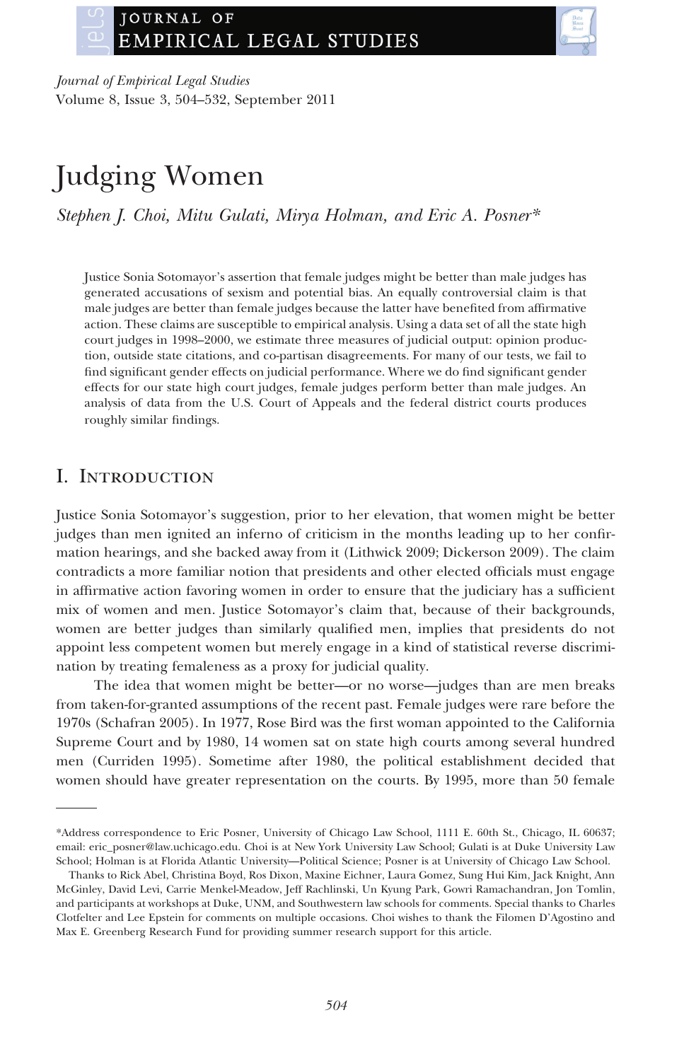# Judging Women

*Stephen J. Choi, Mitu Gulati, Mirya Holman, and Eric A. Posner\**

Justice Sonia Sotomayor's assertion that female judges might be better than male judges has generated accusations of sexism and potential bias. An equally controversial claim is that male judges are better than female judges because the latter have benefited from affirmative action. These claims are susceptible to empirical analysis. Using a data set of all the state high court judges in 1998–2000, we estimate three measures of judicial output: opinion production, outside state citations, and co-partisan disagreements. For many of our tests, we fail to find significant gender effects on judicial performance. Where we do find significant gender effects for our state high court judges, female judges perform better than male judges. An analysis of data from the U.S. Court of Appeals and the federal district courts produces roughly similar findings.

## I. Introduction

Justice Sonia Sotomayor's suggestion, prior to her elevation, that women might be better judges than men ignited an inferno of criticism in the months leading up to her confirmation hearings, and she backed away from it (Lithwick 2009; Dickerson 2009). The claim contradicts a more familiar notion that presidents and other elected officials must engage in affirmative action favoring women in order to ensure that the judiciary has a sufficient mix of women and men. Justice Sotomayor's claim that, because of their backgrounds, women are better judges than similarly qualified men, implies that presidents do not appoint less competent women but merely engage in a kind of statistical reverse discrimination by treating femaleness as a proxy for judicial quality.

The idea that women might be better—or no worse—judges than are men breaks from taken-for-granted assumptions of the recent past. Female judges were rare before the 1970s (Schafran 2005). In 1977, Rose Bird was the first woman appointed to the California Supreme Court and by 1980, 14 women sat on state high courts among several hundred men (Curriden 1995). Sometime after 1980, the political establishment decided that women should have greater representation on the courts. By 1995, more than 50 female

---

\*Address correspondence to Eric Posner, University of Chicago Law School, 1111 E. 60th St., Chicago, IL 60637; email: eric_posner@law.uchicago.edu. Choi is at New York University Law School; Gulati is at Duke University Law School; Holman is at Florida Atlantic University—Political Science; Posner is at University of Chicago Law School.

Thanks to Rick Abel, Christina Boyd, Ros Dixon, Maxine Eichner, Laura Gomez, Sung Hui Kim, Jack Knight, Ann McGinley, David Levi, Carrie Menkel-Meadow, Jeff Rachlinski, Un Kyung Park, Gowri Ramachandran, Jon Tomlin, and participants at workshops at Duke, UNM, and Southwestern law schools for comments. Special thanks to Charles Clotfelter and Lee Epstein for comments on multiple occasions. Choi wishes to thank the Filomen D'Agostino and Max E. Greenberg Research Fund for providing summer research support for this article.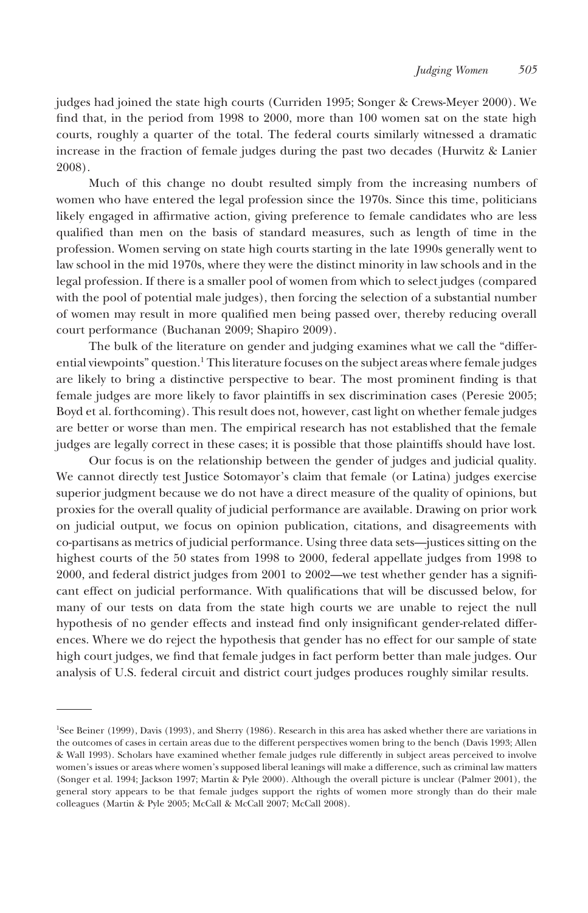judges had joined the state high courts (Curriden 1995; Songer & Crews-Meyer 2000). We find that, in the period from 1998 to 2000, more than 100 women sat on the state high courts, roughly a quarter of the total. The federal courts similarly witnessed a dramatic increase in the fraction of female judges during the past two decades (Hurwitz & Lanier 2008).

Much of this change no doubt resulted simply from the increasing numbers of women who have entered the legal profession since the 1970s. Since this time, politicians likely engaged in affirmative action, giving preference to female candidates who are less qualified than men on the basis of standard measures, such as length of time in the profession. Women serving on state high courts starting in the late 1990s generally went to law school in the mid 1970s, where they were the distinct minority in law schools and in the legal profession. If there is a smaller pool of women from which to select judges (compared with the pool of potential male judges), then forcing the selection of a substantial number of women may result in more qualified men being passed over, thereby reducing overall court performance (Buchanan 2009; Shapiro 2009).

The bulk of the literature on gender and judging examines what we call the "differential viewpoints" question.[1] This literature focuses on the subject areas where female judges are likely to bring a distinctive perspective to bear. The most prominent finding is that female judges are more likely to favor plaintiffs in sex discrimination cases (Peresie 2005; Boyd et al. forthcoming). This result does not, however, cast light on whether female judges are better or worse than men. The empirical research has not established that the female judges are legally correct in these cases; it is possible that those plaintiffs should have lost.

Our focus is on the relationship between the gender of judges and judicial quality. We cannot directly test Justice Sotomayor's claim that female (or Latina) judges exercise superior judgment because we do not have a direct measure of the quality of opinions, but proxies for the overall quality of judicial performance are available. Drawing on prior work on judicial output, we focus on opinion publication, citations, and disagreements with co-partisans as metrics of judicial performance. Using three data sets—justices sitting on the highest courts of the 50 states from 1998 to 2000, federal appellate judges from 1998 to 2000, and federal district judges from 2001 to 2002—we test whether gender has a significant effect on judicial performance. With qualifications that will be discussed below, for many of our tests on data from the state high courts we are unable to reject the null hypothesis of no gender effects and instead find only insignificant gender-related differences. Where we do reject the hypothesis that gender has no effect for our sample of state high court judges, we find that female judges in fact perform better than male judges. Our analysis of U.S. federal circuit and district court judges produces roughly similar results.

---

[1]See Beiner (1999), Davis (1993), and Sherry (1986). Research in this area has asked whether there are variations in the outcomes of cases in certain areas due to the different perspectives women bring to the bench (Davis 1993; Allen & Wall 1993). Scholars have examined whether female judges rule differently in subject areas perceived to involve women's issues or areas where women's supposed liberal leanings will make a difference, such as criminal law matters (Songer et al. 1994; Jackson 1997; Martin & Pyle 2000). Although the overall picture is unclear (Palmer 2001), the general story appears to be that female judges support the rights of women more strongly than do their male colleagues (Martin & Pyle 2005; McCall & McCall 2007; McCall 2008).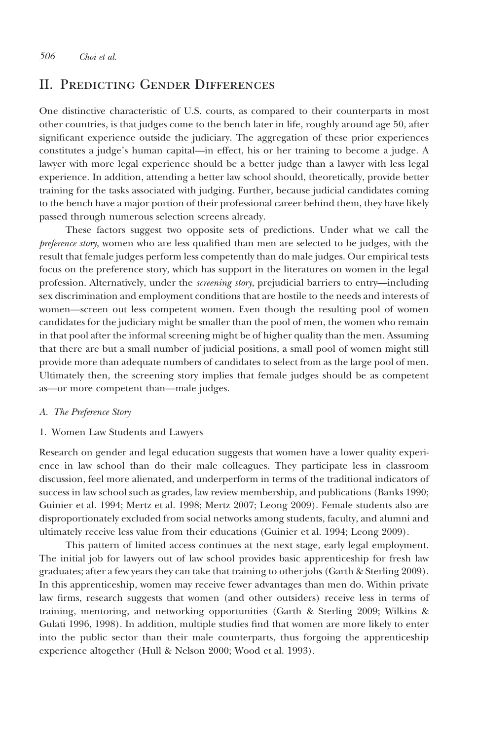## II. Predicting Gender Differences

One distinctive characteristic of U.S. courts, as compared to their counterparts in most other countries, is that judges come to the bench later in life, roughly around age 50, after significant experience outside the judiciary. The aggregation of these prior experiences constitutes a judge's human capital—in effect, his or her training to become a judge. A lawyer with more legal experience should be a better judge than a lawyer with less legal experience. In addition, attending a better law school should, theoretically, provide better training for the tasks associated with judging. Further, because judicial candidates coming to the bench have a major portion of their professional career behind them, they have likely passed through numerous selection screens already.

These factors suggest two opposite sets of predictions. Under what we call the *preference story*, women who are less qualified than men are selected to be judges, with the result that female judges perform less competently than do male judges. Our empirical tests focus on the preference story, which has support in the literatures on women in the legal profession. Alternatively, under the *screening story*, prejudicial barriers to entry—including sex discrimination and employment conditions that are hostile to the needs and interests of women—screen out less competent women. Even though the resulting pool of women candidates for the judiciary might be smaller than the pool of men, the women who remain in that pool after the informal screening might be of higher quality than the men. Assuming that there are but a small number of judicial positions, a small pool of women might still provide more than adequate numbers of candidates to select from as the large pool of men. Ultimately then, the screening story implies that female judges should be as competent as—or more competent than—male judges.

### A. The Preference Story

#### 1. Women Law Students and Lawyers

Research on gender and legal education suggests that women have a lower quality experience in law school than do their male colleagues. They participate less in classroom discussion, feel more alienated, and underperform in terms of the traditional indicators of success in law school such as grades, law review membership, and publications (Banks 1990; Guinier et al. 1994; Mertz et al. 1998; Mertz 2007; Leong 2009). Female students also are disproportionately excluded from social networks among students, faculty, and alumni and ultimately receive less value from their educations (Guinier et al. 1994; Leong 2009).

This pattern of limited access continues at the next stage, early legal employment. The initial job for lawyers out of law school provides basic apprenticeship for fresh law graduates; after a few years they can take that training to other jobs (Garth & Sterling 2009). In this apprenticeship, women may receive fewer advantages than men do. Within private law firms, research suggests that women (and other outsiders) receive less in terms of training, mentoring, and networking opportunities (Garth & Sterling 2009; Wilkins & Gulati 1996, 1998). In addition, multiple studies find that women are more likely to enter into the public sector than their male counterparts, thus forgoing the apprenticeship experience altogether (Hull & Nelson 2000; Wood et al. 1993).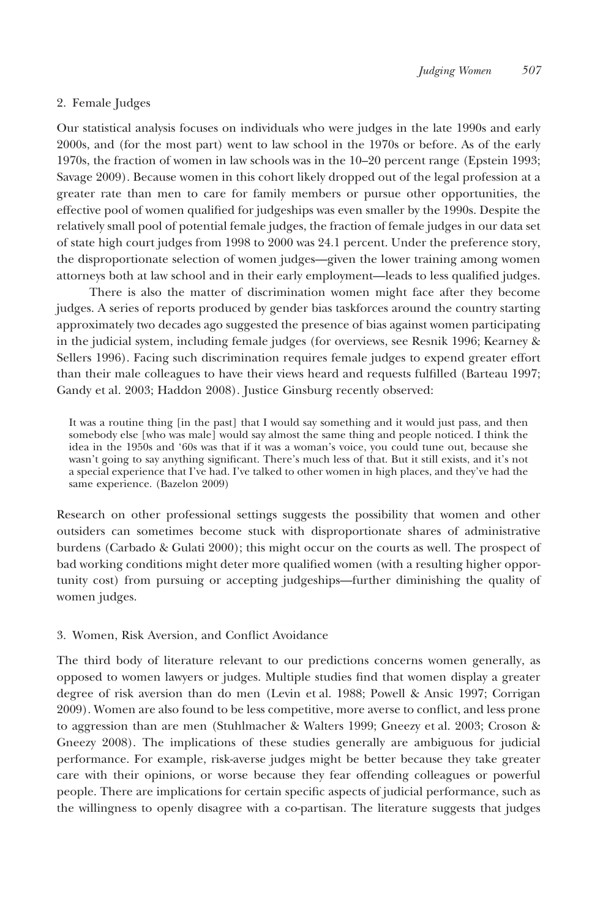### 2. Female Judges

Our statistical analysis focuses on individuals who were judges in the late 1990s and early 2000s, and (for the most part) went to law school in the 1970s or before. As of the early 1970s, the fraction of women in law schools was in the 10–20 percent range (Epstein 1993; Savage 2009). Because women in this cohort likely dropped out of the legal profession at a greater rate than men to care for family members or pursue other opportunities, the effective pool of women qualified for judgeships was even smaller by the 1990s. Despite the relatively small pool of potential female judges, the fraction of female judges in our data set of state high court judges from 1998 to 2000 was 24.1 percent. Under the preference story, the disproportionate selection of women judges—given the lower training among women attorneys both at law school and in their early employment—leads to less qualified judges.

There is also the matter of discrimination women might face after they become judges. A series of reports produced by gender bias taskforces around the country starting approximately two decades ago suggested the presence of bias against women participating in the judicial system, including female judges (for overviews, see Resnik 1996; Kearney & Sellers 1996). Facing such discrimination requires female judges to expend greater effort than their male colleagues to have their views heard and requests fulfilled (Barteau 1997; Gandy et al. 2003; Haddon 2008). Justice Ginsburg recently observed:

> It was a routine thing [in the past] that I would say something and it would just pass, and then somebody else [who was male] would say almost the same thing and people noticed. I think the idea in the 1950s and '60s was that if it was a woman's voice, you could tune out, because she wasn't going to say anything significant. There's much less of that. But it still exists, and it's not a special experience that I've had. I've talked to other women in high places, and they've had the same experience. (Bazelon 2009)

Research on other professional settings suggests the possibility that women and other outsiders can sometimes become stuck with disproportionate shares of administrative burdens (Carbado & Gulati 2000); this might occur on the courts as well. The prospect of bad working conditions might deter more qualified women (with a resulting higher opportunity cost) from pursuing or accepting judgeships—further diminishing the quality of women judges.

### 3. Women, Risk Aversion, and Conflict Avoidance

The third body of literature relevant to our predictions concerns women generally, as opposed to women lawyers or judges. Multiple studies find that women display a greater degree of risk aversion than do men (Levin et al. 1988; Powell & Ansic 1997; Corrigan 2009). Women are also found to be less competitive, more averse to conflict, and less prone to aggression than are men (Stuhlmacher & Walters 1999; Gneezy et al. 2003; Croson & Gneezy 2008). The implications of these studies generally are ambiguous for judicial performance. For example, risk-averse judges might be better because they take greater care with their opinions, or worse because they fear offending colleagues or powerful people. There are implications for certain specific aspects of judicial performance, such as the willingness to openly disagree with a co-partisan. The literature suggests that judges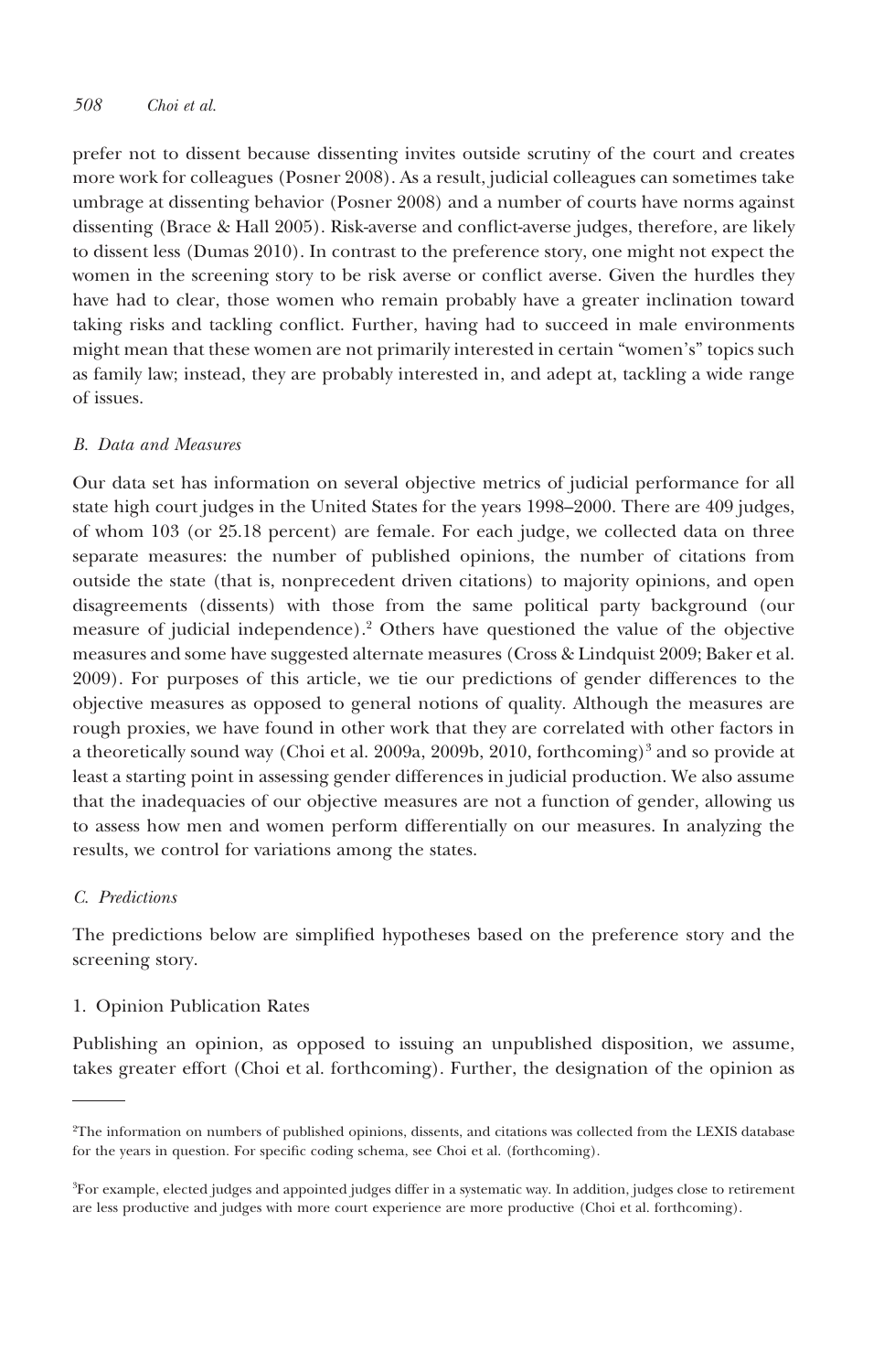prefer not to dissent because dissenting invites outside scrutiny of the court and creates more work for colleagues (Posner 2008). As a result, judicial colleagues can sometimes take umbrage at dissenting behavior (Posner 2008) and a number of courts have norms against dissenting (Brace & Hall 2005). Risk-averse and conflict-averse judges, therefore, are likely to dissent less (Dumas 2010). In contrast to the preference story, one might not expect the women in the screening story to be risk averse or conflict averse. Given the hurdles they have had to clear, those women who remain probably have a greater inclination toward taking risks and tackling conflict. Further, having had to succeed in male environments might mean that these women are not primarily interested in certain "women's" topics such as family law; instead, they are probably interested in, and adept at, tackling a wide range of issues.

### *B. Data and Measures*

Our data set has information on several objective metrics of judicial performance for all state high court judges in the United States for the years 1998–2000. There are 409 judges, of whom 103 (or 25.18 percent) are female. For each judge, we collected data on three separate measures: the number of published opinions, the number of citations from outside the state (that is, nonprecedent driven citations) to majority opinions, and open disagreements (dissents) with those from the same political party background (our measure of judicial independence).[2] Others have questioned the value of the objective measures and some have suggested alternate measures (Cross & Lindquist 2009; Baker et al. 2009). For purposes of this article, we tie our predictions of gender differences to the objective measures as opposed to general notions of quality. Although the measures are rough proxies, we have found in other work that they are correlated with other factors in a theoretically sound way (Choi et al. 2009a, 2009b, 2010, forthcoming)[3] and so provide at least a starting point in assessing gender differences in judicial production. We also assume that the inadequacies of our objective measures are not a function of gender, allowing us to assess how men and women perform differentially on our measures. In analyzing the results, we control for variations among the states.

### *C. Predictions*

The predictions below are simplified hypotheses based on the preference story and the screening story.

#### 1. Opinion Publication Rates

Publishing an opinion, as opposed to issuing an unpublished disposition, we assume, takes greater effort (Choi et al. forthcoming). Further, the designation of the opinion as

---

[2]The information on numbers of published opinions, dissents, and citations was collected from the LEXIS database for the years in question. For specific coding schema, see Choi et al. (forthcoming).

[3]For example, elected judges and appointed judges differ in a systematic way. In addition, judges close to retirement are less productive and judges with more court experience are more productive (Choi et al. forthcoming).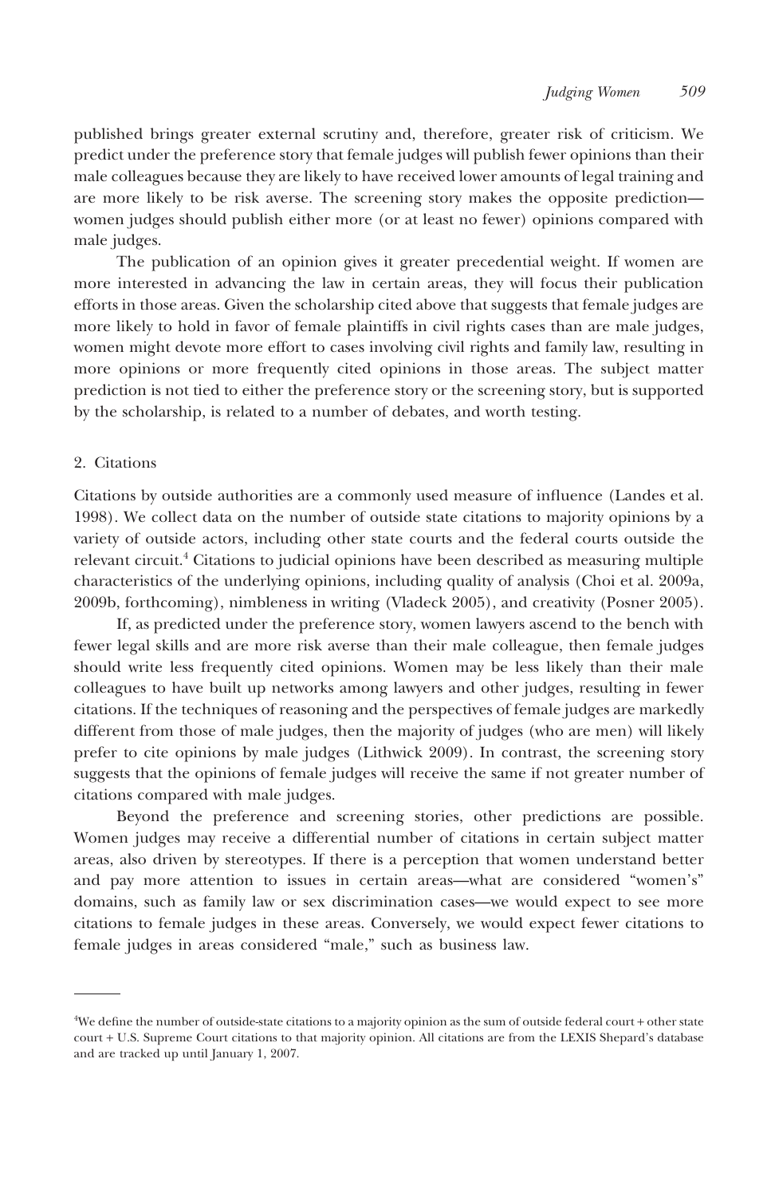published brings greater external scrutiny and, therefore, greater risk of criticism. We predict under the preference story that female judges will publish fewer opinions than their male colleagues because they are likely to have received lower amounts of legal training and are more likely to be risk averse. The screening story makes the opposite prediction—women judges should publish either more (or at least no fewer) opinions compared with male judges.

The publication of an opinion gives it greater precedential weight. If women are more interested in advancing the law in certain areas, they will focus their publication efforts in those areas. Given the scholarship cited above that suggests that female judges are more likely to hold in favor of female plaintiffs in civil rights cases than are male judges, women might devote more effort to cases involving civil rights and family law, resulting in more opinions or more frequently cited opinions in those areas. The subject matter prediction is not tied to either the preference story or the screening story, but is supported by the scholarship, is related to a number of debates, and worth testing.

### 2. Citations

Citations by outside authorities are a commonly used measure of influence (Landes et al. 1998). We collect data on the number of outside state citations to majority opinions by a variety of outside actors, including other state courts and the federal courts outside the relevant circuit.[4] Citations to judicial opinions have been described as measuring multiple characteristics of the underlying opinions, including quality of analysis (Choi et al. 2009a, 2009b, forthcoming), nimbleness in writing (Vladeck 2005), and creativity (Posner 2005).

If, as predicted under the preference story, women lawyers ascend to the bench with fewer legal skills and are more risk averse than their male colleague, then female judges should write less frequently cited opinions. Women may be less likely than their male colleagues to have built up networks among lawyers and other judges, resulting in fewer citations. If the techniques of reasoning and the perspectives of female judges are markedly different from those of male judges, then the majority of judges (who are men) will likely prefer to cite opinions by male judges (Lithwick 2009). In contrast, the screening story suggests that the opinions of female judges will receive the same if not greater number of citations compared with male judges.

Beyond the preference and screening stories, other predictions are possible. Women judges may receive a differential number of citations in certain subject matter areas, also driven by stereotypes. If there is a perception that women understand better and pay more attention to issues in certain areas—what are considered "women's" domains, such as family law or sex discrimination cases—we would expect to see more citations to female judges in these areas. Conversely, we would expect fewer citations to female judges in areas considered "male," such as business law.

---

[4]We define the number of outside-state citations to a majority opinion as the sum of outside federal court + other state court + U.S. Supreme Court citations to that majority opinion. All citations are from the LEXIS Shepard's database and are tracked up until January 1, 2007.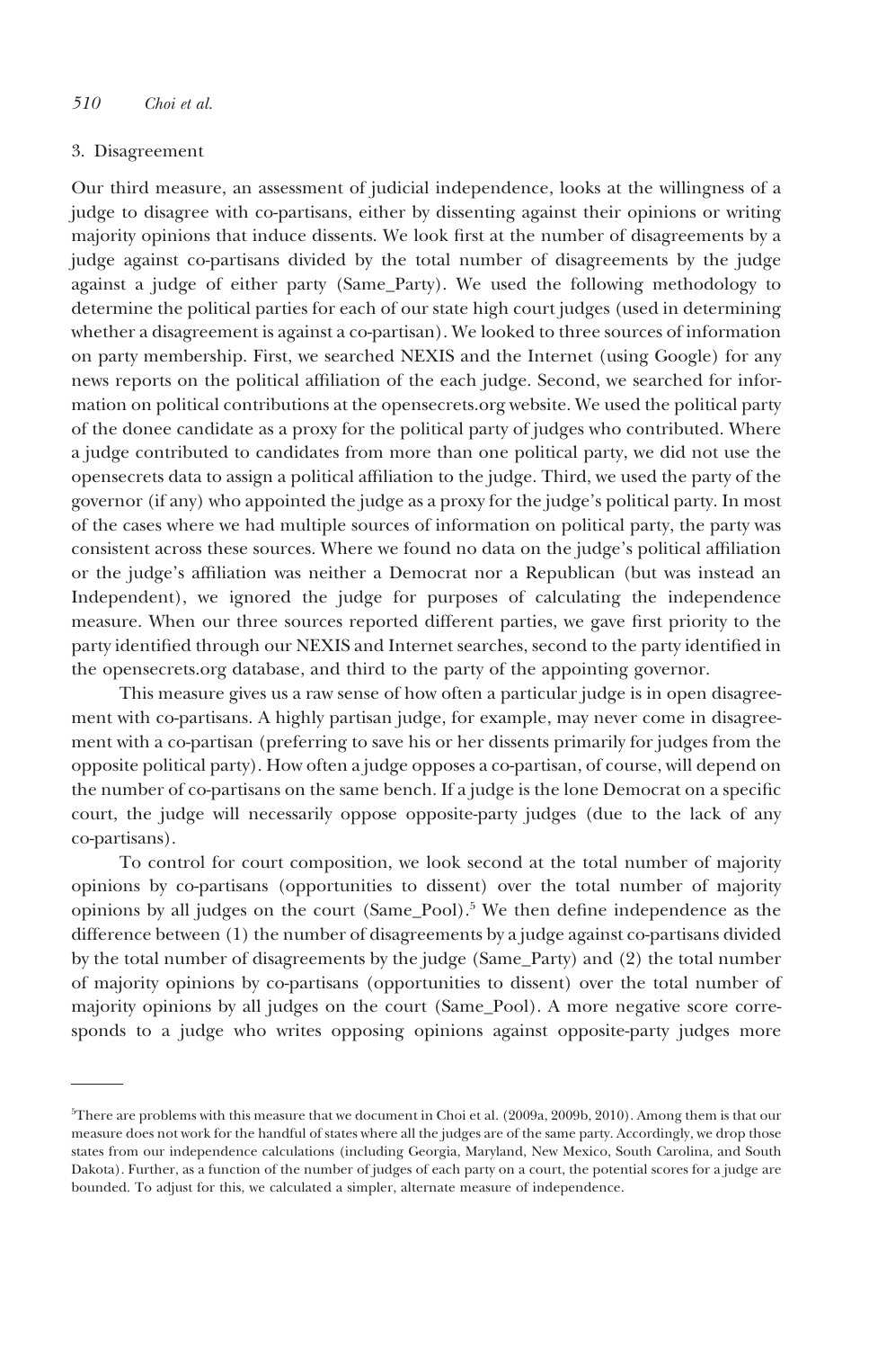### 3. Disagreement

Our third measure, an assessment of judicial independence, looks at the willingness of a judge to disagree with co-partisans, either by dissenting against their opinions or writing majority opinions that induce dissents. We look first at the number of disagreements by a judge against co-partisans divided by the total number of disagreements by the judge against a judge of either party (Same_Party). We used the following methodology to determine the political parties for each of our state high court judges (used in determining whether a disagreement is against a co-partisan). We looked to three sources of information on party membership. First, we searched NEXIS and the Internet (using Google) for any news reports on the political affiliation of the each judge. Second, we searched for information on political contributions at the opensecrets.org website. We used the political party of the donee candidate as a proxy for the political party of judges who contributed. Where a judge contributed to candidates from more than one political party, we did not use the opensecrets data to assign a political affiliation to the judge. Third, we used the party of the governor (if any) who appointed the judge as a proxy for the judge's political party. In most of the cases where we had multiple sources of information on political party, the party was consistent across these sources. Where we found no data on the judge's political affiliation or the judge's affiliation was neither a Democrat nor a Republican (but was instead an Independent), we ignored the judge for purposes of calculating the independence measure. When our three sources reported different parties, we gave first priority to the party identified through our NEXIS and Internet searches, second to the party identified in the opensecrets.org database, and third to the party of the appointing governor.

This measure gives us a raw sense of how often a particular judge is in open disagreement with co-partisans. A highly partisan judge, for example, may never come in disagreement with a co-partisan (preferring to save his or her dissents primarily for judges from the opposite political party). How often a judge opposes a co-partisan, of course, will depend on the number of co-partisans on the same bench. If a judge is the lone Democrat on a specific court, the judge will necessarily oppose opposite-party judges (due to the lack of any co-partisans).

To control for court composition, we look second at the total number of majority opinions by co-partisans (opportunities to dissent) over the total number of majority opinions by all judges on the court (Same_Pool).[5] We then define independence as the difference between (1) the number of disagreements by a judge against co-partisans divided by the total number of disagreements by the judge (Same_Party) and (2) the total number of majority opinions by co-partisans (opportunities to dissent) over the total number of majority opinions by all judges on the court (Same_Pool). A more negative score corresponds to a judge who writes opposing opinions against opposite-party judges more

[5]There are problems with this measure that we document in Choi et al. (2009a, 2009b, 2010). Among them is that our measure does not work for the handful of states where all the judges are of the same party. Accordingly, we drop those states from our independence calculations (including Georgia, Maryland, New Mexico, South Carolina, and South Dakota). Further, as a function of the number of judges of each party on a court, the potential scores for a judge are bounded. To adjust for this, we calculated a simpler, alternate measure of independence.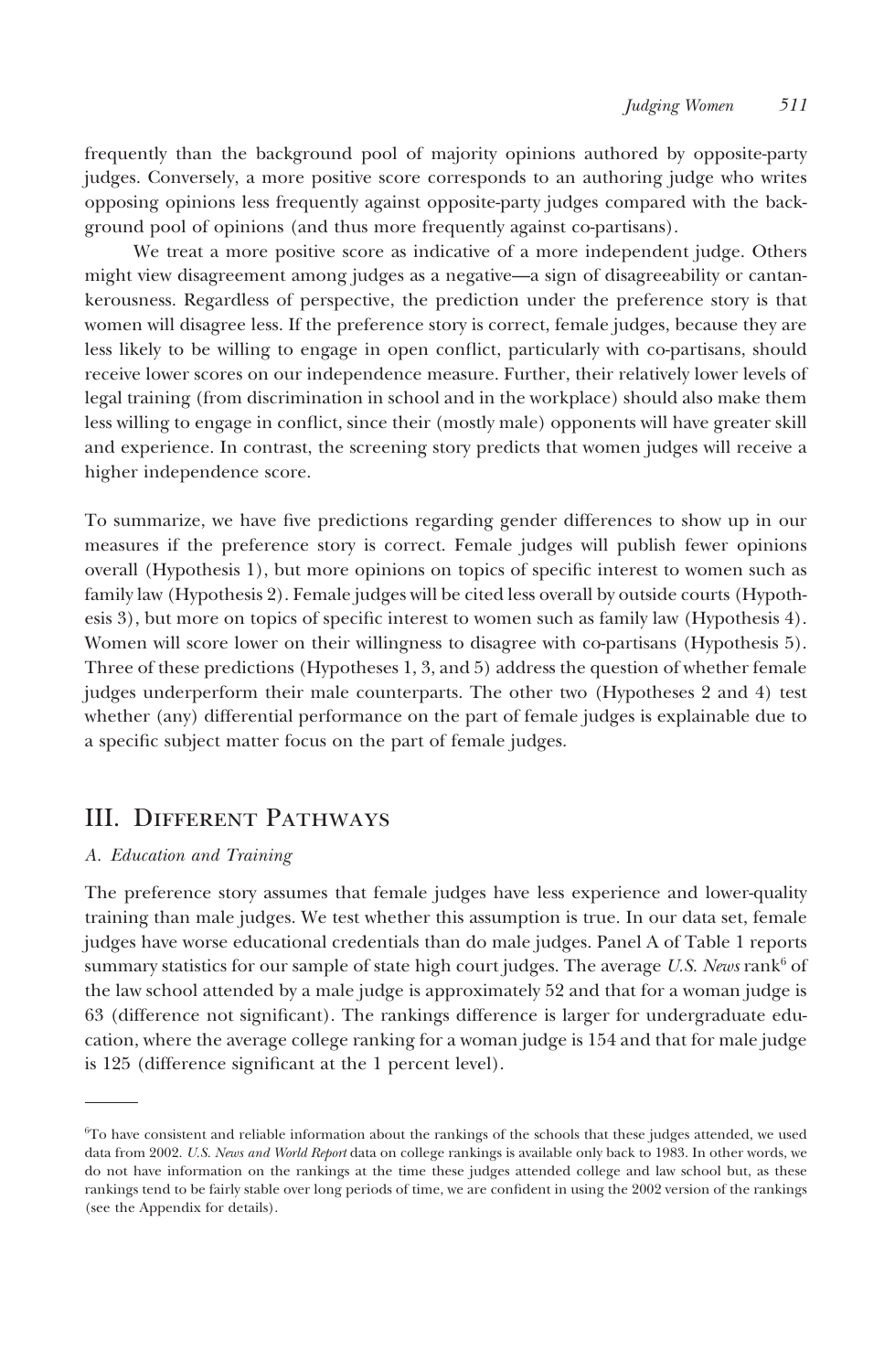frequently than the background pool of majority opinions authored by opposite-party judges. Conversely, a more positive score corresponds to an authoring judge who writes opposing opinions less frequently against opposite-party judges compared with the background pool of opinions (and thus more frequently against co-partisans).

We treat a more positive score as indicative of a more independent judge. Others might view disagreement among judges as a negative—a sign of disagreeability or cantankerousness. Regardless of perspective, the prediction under the preference story is that women will disagree less. If the preference story is correct, female judges, because they are less likely to be willing to engage in open conflict, particularly with co-partisans, should receive lower scores on our independence measure. Further, their relatively lower levels of legal training (from discrimination in school and in the workplace) should also make them less willing to engage in conflict, since their (mostly male) opponents will have greater skill and experience. In contrast, the screening story predicts that women judges will receive a higher independence score.

To summarize, we have five predictions regarding gender differences to show up in our measures if the preference story is correct. Female judges will publish fewer opinions overall (Hypothesis 1), but more opinions on topics of specific interest to women such as family law (Hypothesis 2). Female judges will be cited less overall by outside courts (Hypothesis 3), but more on topics of specific interest to women such as family law (Hypothesis 4). Women will score lower on their willingness to disagree with co-partisans (Hypothesis 5). Three of these predictions (Hypotheses 1, 3, and 5) address the question of whether female judges underperform their male counterparts. The other two (Hypotheses 2 and 4) test whether (any) differential performance on the part of female judges is explainable due to a specific subject matter focus on the part of female judges.

## III. Different Pathways

### *A. Education and Training*

The preference story assumes that female judges have less experience and lower-quality training than male judges. We test whether this assumption is true. In our data set, female judges have worse educational credentials than do male judges. Panel A of Table 1 reports summary statistics for our sample of state high court judges. The average *U.S. News* rank[6] of the law school attended by a male judge is approximately 52 and that for a woman judge is 63 (difference not significant). The rankings difference is larger for undergraduate education, where the average college ranking for a woman judge is 154 and that for male judge is 125 (difference significant at the 1 percent level).

---

[6]To have consistent and reliable information about the rankings of the schools that these judges attended, we used data from 2002. *U.S. News and World Report* data on college rankings is available only back to 1983. In other words, we do not have information on the rankings at the time these judges attended college and law school but, as these rankings tend to be fairly stable over long periods of time, we are confident in using the 2002 version of the rankings (see the Appendix for details).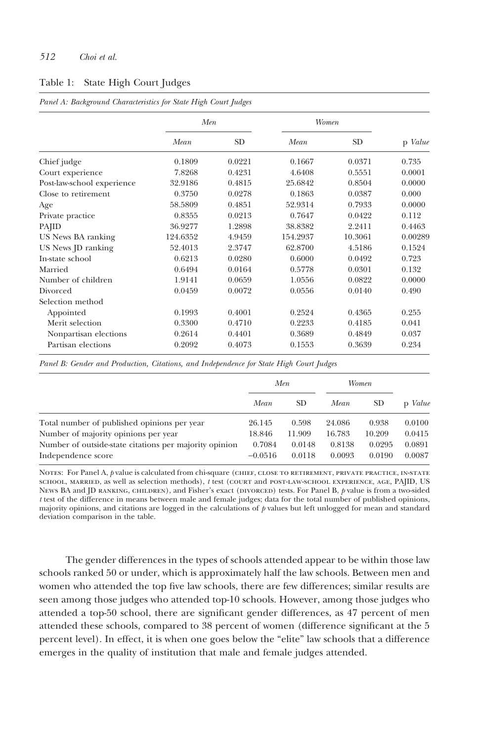Table 1: State High Court Judges

*Panel A: Background Characteristics for State High Court Judges*

| | Men | | Women | | |
|---|---|---|---|---|---|
| | *Mean* | SD | *Mean* | SD | p *Value* |
| Chief judge | 0.1809 | 0.0221 | 0.1667 | 0.0371 | 0.735 |
| Court experience | 7.8268 | 0.4231 | 4.6408 | 0.5551 | 0.0001 |
| Post-law-school experience | 32.9186 | 0.4815 | 25.6842 | 0.8504 | 0.0000 |
| Close to retirement | 0.3750 | 0.0278 | 0.1863 | 0.0387 | 0.000 |
| Age | 58.5809 | 0.4851 | 52.9314 | 0.7933 | 0.0000 |
| Private practice | 0.8355 | 0.0213 | 0.7647 | 0.0422 | 0.112 |
| PAJID | 36.9277 | 1.2898 | 38.8382 | 2.2411 | 0.4463 |
| US News BA ranking | 124.6352 | 4.9459 | 154.2937 | 10.3061 | 0.00289 |
| US News JD ranking | 52.4013 | 2.3747 | 62.8700 | 4.5186 | 0.1524 |
| In-state school | 0.6213 | 0.0280 | 0.6000 | 0.0492 | 0.723 |
| Married | 0.6494 | 0.0164 | 0.5778 | 0.0301 | 0.132 |
| Number of children | 1.9141 | 0.0659 | 1.0556 | 0.0822 | 0.0000 |
| Divorced | 0.0459 | 0.0072 | 0.0556 | 0.0140 | 0.490 |
| Selection method | | | | | |
| Appointed | 0.1993 | 0.4001 | 0.2524 | 0.4365 | 0.255 |
| Merit selection | 0.3300 | 0.4710 | 0.2233 | 0.4185 | 0.041 |
| Nonpartisan elections | 0.2614 | 0.4401 | 0.3689 | 0.4849 | 0.037 |
| Partisan elections | 0.2092 | 0.4073 | 0.1553 | 0.3639 | 0.234 |

*Panel B: Gender and Production, Citations, and Independence for State High Court Judges*

| | Men | | Women | | |
|---|---|---|---|---|---|
| | *Mean* | SD | *Mean* | SD | p *Value* |
| Total number of published opinions per year | 26.145 | 0.598 | 24.086 | 0.938 | 0.0100 |
| Number of majority opinions per year | 18.846 | 11.909 | 16.783 | 10.209 | 0.0415 |
| Number of outside-state citations per majority opinion | 0.7084 | 0.0148 | 0.8138 | 0.0295 | 0.0891 |
| Independence score | −0.0516 | 0.0118 | 0.0093 | 0.0190 | 0.0087 |

NOTES: For Panel A, *p* value is calculated from chi-square (CHIEF, CLOSE TO RETIREMENT, PRIVATE PRACTICE, IN-STATE SCHOOL, MARRIED, as well as selection methods), *t* test (COURT and POST-LAW-SCHOOL EXPERIENCE, AGE, PAJID, US NEWS BA and JD RANKING, CHILDREN), and Fisher's exact (DIVORCED) tests. For Panel B, *p* value is from a two-sided *t* test of the difference in means between male and female judges; data for the total number of published opinions, majority opinions, and citations are logged in the calculations of *p* values but left unlogged for mean and standard deviation comparison in the table.

The gender differences in the types of schools attended appear to be within those law schools ranked 50 or under, which is approximately half the law schools. Between men and women who attended the top five law schools, there are few differences; similar results are seen among those judges who attended top-10 schools. However, among those judges who attended a top-50 school, there are significant gender differences, as 47 percent of men attended these schools, compared to 38 percent of women (difference significant at the 5 percent level). In effect, it is when one goes below the "elite" law schools that a difference emerges in the quality of institution that male and female judges attended.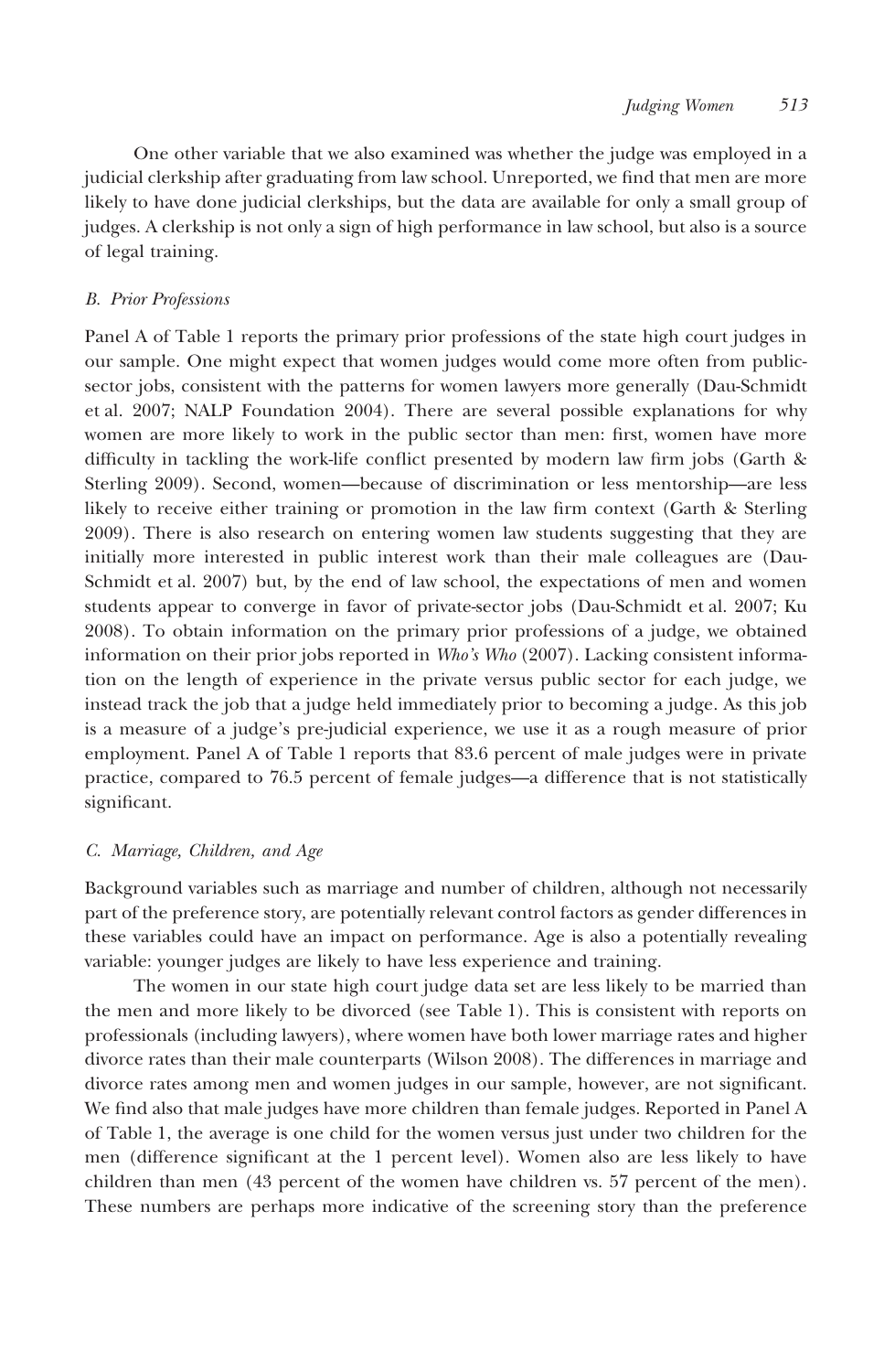One other variable that we also examined was whether the judge was employed in a judicial clerkship after graduating from law school. Unreported, we find that men are more likely to have done judicial clerkships, but the data are available for only a small group of judges. A clerkship is not only a sign of high performance in law school, but also is a source of legal training.

### *B. Prior Professions*

Panel A of Table 1 reports the primary prior professions of the state high court judges in our sample. One might expect that women judges would come more often from public-sector jobs, consistent with the patterns for women lawyers more generally (Dau-Schmidt et al. 2007; NALP Foundation 2004). There are several possible explanations for why women are more likely to work in the public sector than men: first, women have more difficulty in tackling the work-life conflict presented by modern law firm jobs (Garth & Sterling 2009). Second, women—because of discrimination or less mentorship—are less likely to receive either training or promotion in the law firm context (Garth & Sterling 2009). There is also research on entering women law students suggesting that they are initially more interested in public interest work than their male colleagues are (Dau-Schmidt et al. 2007) but, by the end of law school, the expectations of men and women students appear to converge in favor of private-sector jobs (Dau-Schmidt et al. 2007; Ku 2008). To obtain information on the primary prior professions of a judge, we obtained information on their prior jobs reported in *Who's Who* (2007). Lacking consistent information on the length of experience in the private versus public sector for each judge, we instead track the job that a judge held immediately prior to becoming a judge. As this job is a measure of a judge's pre-judicial experience, we use it as a rough measure of prior employment. Panel A of Table 1 reports that 83.6 percent of male judges were in private practice, compared to 76.5 percent of female judges—a difference that is not statistically significant.

### *C. Marriage, Children, and Age*

Background variables such as marriage and number of children, although not necessarily part of the preference story, are potentially relevant control factors as gender differences in these variables could have an impact on performance. Age is also a potentially revealing variable: younger judges are likely to have less experience and training.

The women in our state high court judge data set are less likely to be married than the men and more likely to be divorced (see Table 1). This is consistent with reports on professionals (including lawyers), where women have both lower marriage rates and higher divorce rates than their male counterparts (Wilson 2008). The differences in marriage and divorce rates among men and women judges in our sample, however, are not significant. We find also that male judges have more children than female judges. Reported in Panel A of Table 1, the average is one child for the women versus just under two children for the men (difference significant at the 1 percent level). Women also are less likely to have children than men (43 percent of the women have children vs. 57 percent of the men). These numbers are perhaps more indicative of the screening story than the preference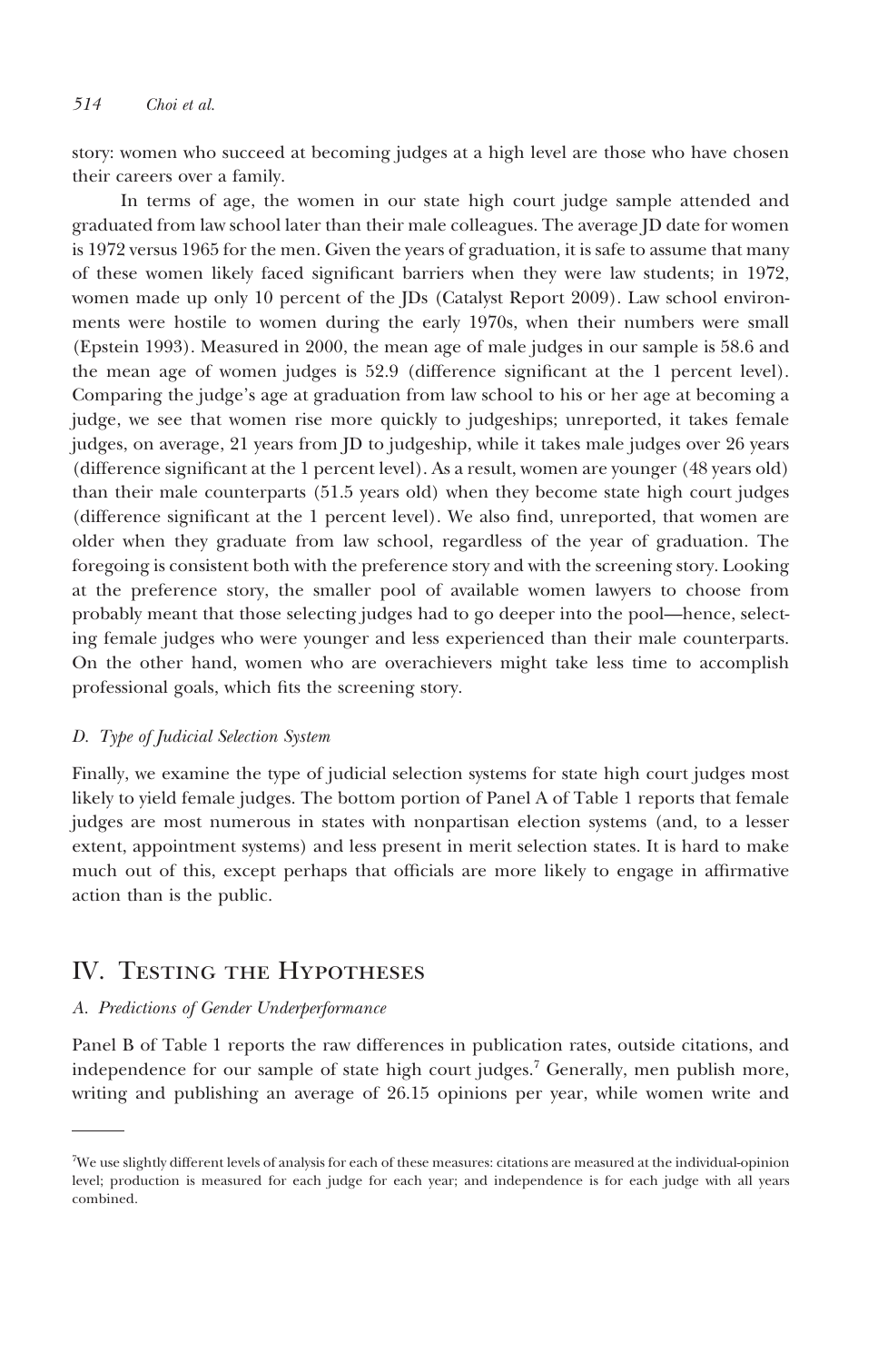story: women who succeed at becoming judges at a high level are those who have chosen their careers over a family.

In terms of age, the women in our state high court judge sample attended and graduated from law school later than their male colleagues. The average JD date for women is 1972 versus 1965 for the men. Given the years of graduation, it is safe to assume that many of these women likely faced significant barriers when they were law students; in 1972, women made up only 10 percent of the JDs (Catalyst Report 2009). Law school environments were hostile to women during the early 1970s, when their numbers were small (Epstein 1993). Measured in 2000, the mean age of male judges in our sample is 58.6 and the mean age of women judges is 52.9 (difference significant at the 1 percent level). Comparing the judge's age at graduation from law school to his or her age at becoming a judge, we see that women rise more quickly to judgeships; unreported, it takes female judges, on average, 21 years from JD to judgeship, while it takes male judges over 26 years (difference significant at the 1 percent level). As a result, women are younger (48 years old) than their male counterparts (51.5 years old) when they become state high court judges (difference significant at the 1 percent level). We also find, unreported, that women are older when they graduate from law school, regardless of the year of graduation. The foregoing is consistent both with the preference story and with the screening story. Looking at the preference story, the smaller pool of available women lawyers to choose from probably meant that those selecting judges had to go deeper into the pool—hence, selecting female judges who were younger and less experienced than their male counterparts. On the other hand, women who are overachievers might take less time to accomplish professional goals, which fits the screening story.

### *D. Type of Judicial Selection System*

Finally, we examine the type of judicial selection systems for state high court judges most likely to yield female judges. The bottom portion of Panel A of Table 1 reports that female judges are most numerous in states with nonpartisan election systems (and, to a lesser extent, appointment systems) and less present in merit selection states. It is hard to make much out of this, except perhaps that officials are more likely to engage in affirmative action than is the public.

## IV. Testing the Hypotheses

### *A. Predictions of Gender Underperformance*

Panel B of Table 1 reports the raw differences in publication rates, outside citations, and independence for our sample of state high court judges.[7] Generally, men publish more, writing and publishing an average of 26.15 opinions per year, while women write and

---

[7]We use slightly different levels of analysis for each of these measures: citations are measured at the individual-opinion level; production is measured for each judge for each year; and independence is for each judge with all years combined.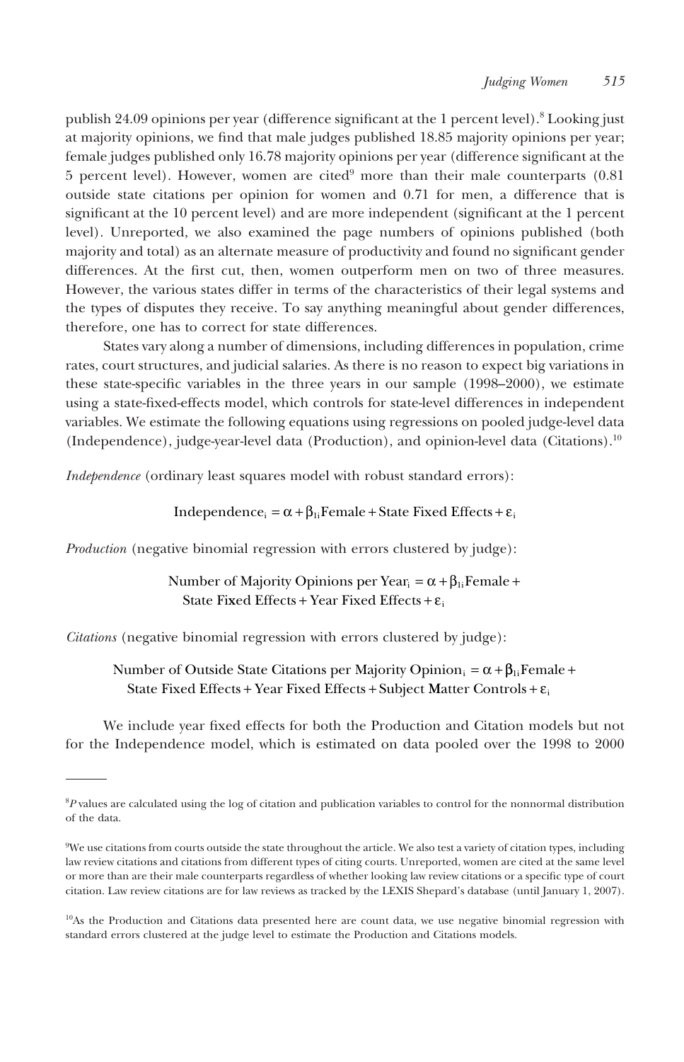publish 24.09 opinions per year (difference significant at the 1 percent level).[8] Looking just at majority opinions, we find that male judges published 18.85 majority opinions per year; female judges published only 16.78 majority opinions per year (difference significant at the 5 percent level). However, women are cited[9] more than their male counterparts (0.81 outside state citations per opinion for women and 0.71 for men, a difference that is significant at the 10 percent level) and are more independent (significant at the 1 percent level). Unreported, we also examined the page numbers of opinions published (both majority and total) as an alternate measure of productivity and found no significant gender differences. At the first cut, then, women outperform men on two of three measures. However, the various states differ in terms of the characteristics of their legal systems and the types of disputes they receive. To say anything meaningful about gender differences, therefore, one has to correct for state differences.

States vary along a number of dimensions, including differences in population, crime rates, court structures, and judicial salaries. As there is no reason to expect big variations in these state-specific variables in the three years in our sample (1998–2000), we estimate using a state-fixed-effects model, which controls for state-level differences in independent variables. We estimate the following equations using regressions on pooled judge-level data (Independence), judge-year-level data (Production), and opinion-level data (Citations).[10]

*Independence* (ordinary least squares model with robust standard errors):

$$\text{Independence}_i = \alpha + \beta_{1i}\text{Female} + \text{State Fixed Effects} + \varepsilon_i$$

*Production* (negative binomial regression with errors clustered by judge):

$$\text{Number of Majority Opinions per Year}_i = \alpha + \beta_{1i}\text{Female} + \text{State Fixed Effects} + \text{Year Fixed Effects} + \varepsilon_i$$

*Citations* (negative binomial regression with errors clustered by judge):

$$\text{Number of Outside State Citations per Majority Opinion}_i = \alpha + \beta_{1i}\text{Female} + \text{State Fixed Effects} + \text{Year Fixed Effects} + \text{Subject Matter Controls} + \varepsilon_i$$

We include year fixed effects for both the Production and Citation models but not for the Independence model, which is estimated on data pooled over the 1998 to 2000

---

[8] *P* values are calculated using the log of citation and publication variables to control for the nonnormal distribution of the data.

[9] We use citations from courts outside the state throughout the article. We also test a variety of citation types, including law review citations and citations from different types of citing courts. Unreported, women are cited at the same level or more than are their male counterparts regardless of whether looking law review citations or a specific type of court citation. Law review citations are for law reviews as tracked by the LEXIS Shepard's database (until January 1, 2007).

[10] As the Production and Citations data presented here are count data, we use negative binomial regression with standard errors clustered at the judge level to estimate the Production and Citations models.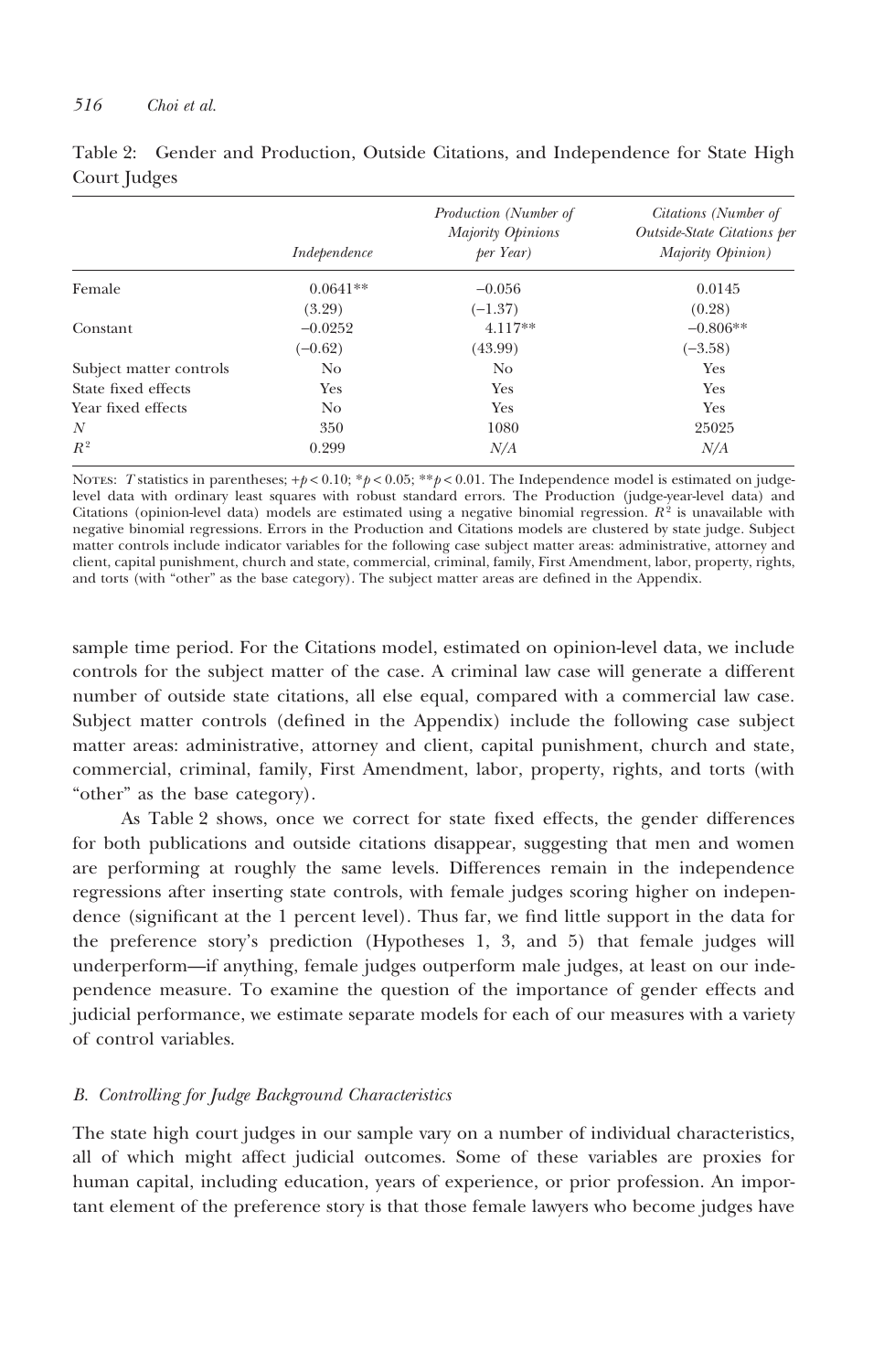Table 2: Gender and Production, Outside Citations, and Independence for State High Court Judges

| | *Independence* | *Production (Number of Majority Opinions per Year)* | *Citations (Number of Outside-State Citations per Majority Opinion)* |
|---|---|---|---|
| Female | 0.0641** | −0.056 | 0.0145 |
| | (3.29) | (−1.37) | (0.28) |
| Constant | −0.0252 | 4.117** | −0.806** |
| | (−0.62) | (43.99) | (−3.58) |
| Subject matter controls | No | No | Yes |
| State fixed effects | Yes | Yes | Yes |
| Year fixed effects | No | Yes | Yes |
| $N$ | 350 | 1080 | 25025 |
| $R^2$ | 0.299 | *N/A* | *N/A* |

NOTES: *T* statistics in parentheses; $+p < 0.10$; $*p < 0.05$; $**p < 0.01$. The Independence model is estimated on judge-level data with ordinary least squares with robust standard errors. The Production (judge-year-level data) and Citations (opinion-level data) models are estimated using a negative binomial regression. $R^2$ is unavailable with negative binomial regressions. Errors in the Production and Citations models are clustered by state judge. Subject matter controls include indicator variables for the following case subject matter areas: administrative, attorney and client, capital punishment, church and state, commercial, criminal, family, First Amendment, labor, property, rights, and torts (with "other" as the base category). The subject matter areas are defined in the Appendix.

sample time period. For the Citations model, estimated on opinion-level data, we include controls for the subject matter of the case. A criminal law case will generate a different number of outside state citations, all else equal, compared with a commercial law case. Subject matter controls (defined in the Appendix) include the following case subject matter areas: administrative, attorney and client, capital punishment, church and state, commercial, criminal, family, First Amendment, labor, property, rights, and torts (with "other" as the base category).

As Table 2 shows, once we correct for state fixed effects, the gender differences for both publications and outside citations disappear, suggesting that men and women are performing at roughly the same levels. Differences remain in the independence regressions after inserting state controls, with female judges scoring higher on independence (significant at the 1 percent level). Thus far, we find little support in the data for the preference story's prediction (Hypotheses 1, 3, and 5) that female judges will underperform—if anything, female judges outperform male judges, at least on our independence measure. To examine the question of the importance of gender effects and judicial performance, we estimate separate models for each of our measures with a variety of control variables.

### *B. Controlling for Judge Background Characteristics*

The state high court judges in our sample vary on a number of individual characteristics, all of which might affect judicial outcomes. Some of these variables are proxies for human capital, including education, years of experience, or prior profession. An important element of the preference story is that those female lawyers who become judges have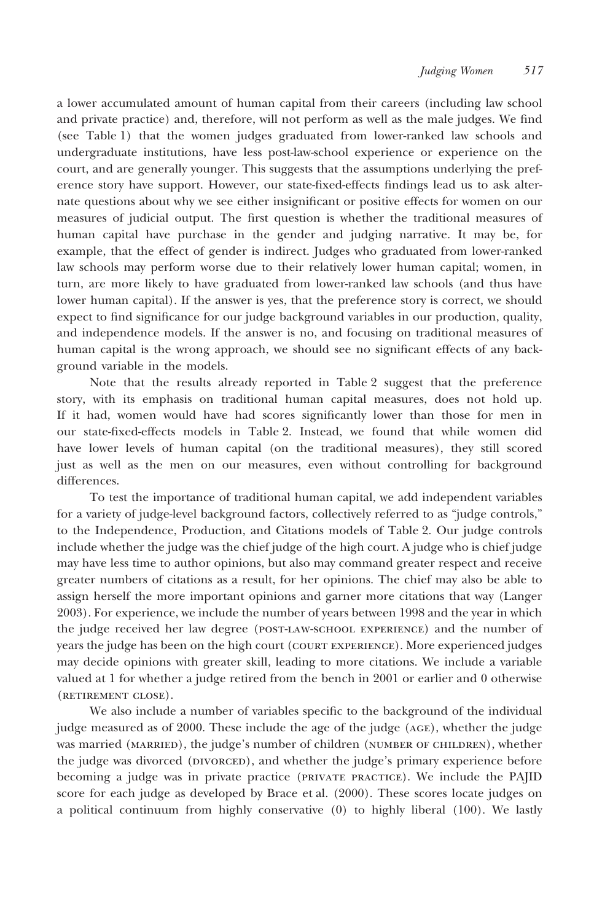a lower accumulated amount of human capital from their careers (including law school and private practice) and, therefore, will not perform as well as the male judges. We find (see Table 1) that the women judges graduated from lower-ranked law schools and undergraduate institutions, have less post-law-school experience or experience on the court, and are generally younger. This suggests that the assumptions underlying the preference story have support. However, our state-fixed-effects findings lead us to ask alternate questions about why we see either insignificant or positive effects for women on our measures of judicial output. The first question is whether the traditional measures of human capital have purchase in the gender and judging narrative. It may be, for example, that the effect of gender is indirect. Judges who graduated from lower-ranked law schools may perform worse due to their relatively lower human capital; women, in turn, are more likely to have graduated from lower-ranked law schools (and thus have lower human capital). If the answer is yes, that the preference story is correct, we should expect to find significance for our judge background variables in our production, quality, and independence models. If the answer is no, and focusing on traditional measures of human capital is the wrong approach, we should see no significant effects of any background variable in the models.

Note that the results already reported in Table 2 suggest that the preference story, with its emphasis on traditional human capital measures, does not hold up. If it had, women would have had scores significantly lower than those for men in our state-fixed-effects models in Table 2. Instead, we found that while women did have lower levels of human capital (on the traditional measures), they still scored just as well as the men on our measures, even without controlling for background differences.

To test the importance of traditional human capital, we add independent variables for a variety of judge-level background factors, collectively referred to as "judge controls," to the Independence, Production, and Citations models of Table 2. Our judge controls include whether the judge was the chief judge of the high court. A judge who is chief judge may have less time to author opinions, but also may command greater respect and receive greater numbers of citations as a result, for her opinions. The chief may also be able to assign herself the more important opinions and garner more citations that way (Langer 2003). For experience, we include the number of years between 1998 and the year in which the judge received her law degree (POST-LAW-SCHOOL EXPERIENCE) and the number of years the judge has been on the high court (COURT EXPERIENCE). More experienced judges may decide opinions with greater skill, leading to more citations. We include a variable valued at 1 for whether a judge retired from the bench in 2001 or earlier and 0 otherwise (RETIREMENT CLOSE).

We also include a number of variables specific to the background of the individual judge measured as of 2000. These include the age of the judge (AGE), whether the judge was married (MARRIED), the judge's number of children (NUMBER OF CHILDREN), whether the judge was divorced (DIVORCED), and whether the judge's primary experience before becoming a judge was in private practice (PRIVATE PRACTICE). We include the PAJID score for each judge as developed by Brace et al. (2000). These scores locate judges on a political continuum from highly conservative (0) to highly liberal (100). We lastly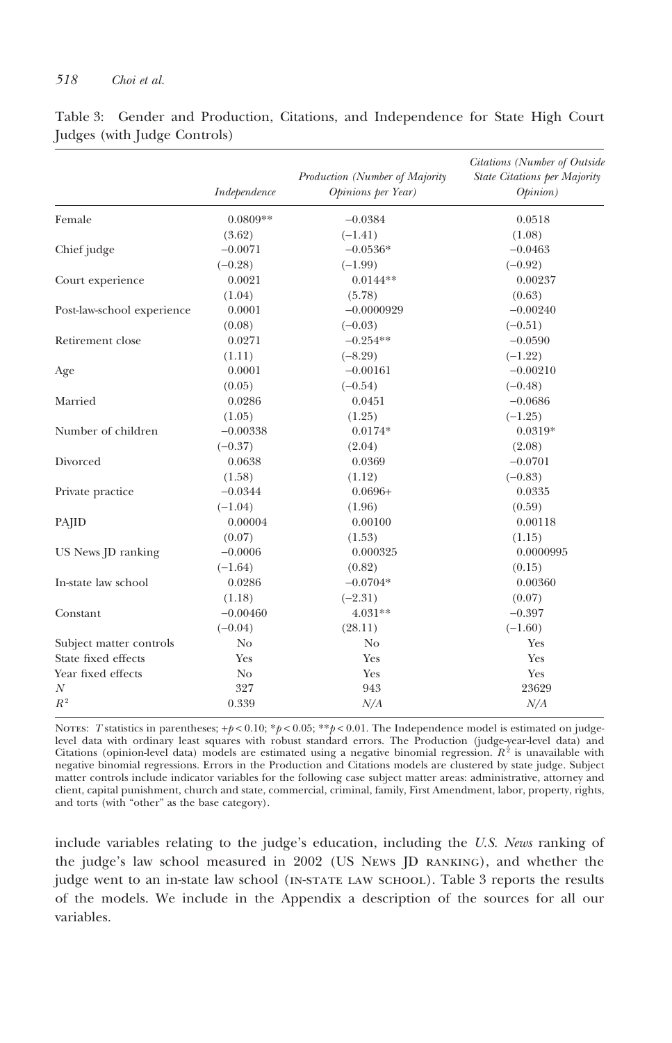Table 3: Gender and Production, Citations, and Independence for State High Court Judges (with Judge Controls)

| | *Independence* | *Production (Number of Majority Opinions per Year)* | *Citations (Number of Outside State Citations per Majority Opinion)* |
|---|---|---|---|
| Female | 0.0809** | −0.0384 | 0.0518 |
| | (3.62) | (−1.41) | (1.08) |
| Chief judge | −0.0071 | −0.0536* | −0.0463 |
| | (−0.28) | (−1.99) | (−0.92) |
| Court experience | 0.0021 | 0.0144** | 0.00237 |
| | (1.04) | (5.78) | (0.63) |
| Post-law-school experience | 0.0001 | −0.0000929 | −0.00240 |
| | (0.08) | (−0.03) | (−0.51) |
| Retirement close | 0.0271 | −0.254** | −0.0590 |
| | (1.11) | (−8.29) | (−1.22) |
| Age | 0.0001 | −0.00161 | −0.00210 |
| | (0.05) | (−0.54) | (−0.48) |
| Married | 0.0286 | 0.0451 | −0.0686 |
| | (1.05) | (1.25) | (−1.25) |
| Number of children | −0.00338 | 0.0174* | 0.0319* |
| | (−0.37) | (2.04) | (2.08) |
| Divorced | 0.0638 | 0.0369 | −0.0701 |
| | (1.58) | (1.12) | (−0.83) |
| Private practice | −0.0344 | 0.0696+ | 0.0335 |
| | (−1.04) | (1.96) | (0.59) |
| PAJID | 0.00004 | 0.00100 | 0.00118 |
| | (0.07) | (1.53) | (1.15) |
| US News JD ranking | −0.0006 | 0.000325 | 0.0000995 |
| | (−1.64) | (0.82) | (0.15) |
| In-state law school | 0.0286 | −0.0704* | 0.00360 |
| | (1.18) | (−2.31) | (0.07) |
| Constant | −0.00460 | 4.031** | −0.397 |
| | (−0.04) | (28.11) | (−1.60) |
| Subject matter controls | No | No | Yes |
| State fixed effects | Yes | Yes | Yes |
| Year fixed effects | No | Yes | Yes |
| $N$ | 327 | 943 | 23629 |
| $R^2$ | 0.339 | *N/A* | *N/A* |

NOTES: $T$ statistics in parentheses; $+p < 0.10$; $*p < 0.05$; $**p < 0.01$. The Independence model is estimated on judge-level data with ordinary least squares with robust standard errors. The Production (judge-year-level data) and Citations (opinion-level data) models are estimated using a negative binomial regression. $R^2$ is unavailable with negative binomial regressions. Errors in the Production and Citations models are clustered by state judge. Subject matter controls include indicator variables for the following case subject matter areas: administrative, attorney and client, capital punishment, church and state, commercial, criminal, family, First Amendment, labor, property, rights, and torts (with "other" as the base category).

include variables relating to the judge's education, including the *U.S. News* ranking of the judge's law school measured in 2002 (US NEWS JD RANKING), and whether the judge went to an in-state law school (IN-STATE LAW SCHOOL). Table 3 reports the results of the models. We include in the Appendix a description of the sources for all our variables.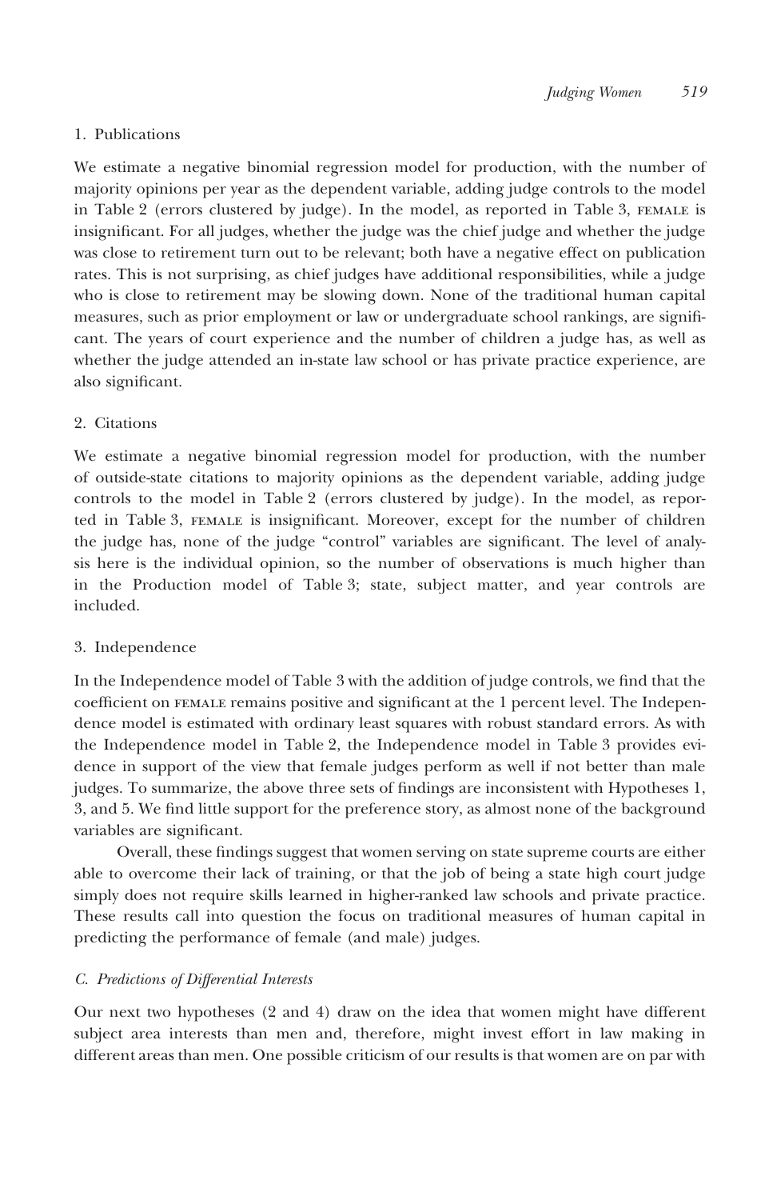### 1. Publications

We estimate a negative binomial regression model for production, with the number of majority opinions per year as the dependent variable, adding judge controls to the model in Table 2 (errors clustered by judge). In the model, as reported in Table 3, FEMALE is insignificant. For all judges, whether the judge was the chief judge and whether the judge was close to retirement turn out to be relevant; both have a negative effect on publication rates. This is not surprising, as chief judges have additional responsibilities, while a judge who is close to retirement may be slowing down. None of the traditional human capital measures, such as prior employment or law or undergraduate school rankings, are significant. The years of court experience and the number of children a judge has, as well as whether the judge attended an in-state law school or has private practice experience, are also significant.

### 2. Citations

We estimate a negative binomial regression model for production, with the number of outside-state citations to majority opinions as the dependent variable, adding judge controls to the model in Table 2 (errors clustered by judge). In the model, as reported in Table 3, FEMALE is insignificant. Moreover, except for the number of children the judge has, none of the judge "control" variables are significant. The level of analysis here is the individual opinion, so the number of observations is much higher than in the Production model of Table 3; state, subject matter, and year controls are included.

### 3. Independence

In the Independence model of Table 3 with the addition of judge controls, we find that the coefficient on FEMALE remains positive and significant at the 1 percent level. The Independence model is estimated with ordinary least squares with robust standard errors. As with the Independence model in Table 2, the Independence model in Table 3 provides evidence in support of the view that female judges perform as well if not better than male judges. To summarize, the above three sets of findings are inconsistent with Hypotheses 1, 3, and 5. We find little support for the preference story, as almost none of the background variables are significant.

Overall, these findings suggest that women serving on state supreme courts are either able to overcome their lack of training, or that the job of being a state high court judge simply does not require skills learned in higher-ranked law schools and private practice. These results call into question the focus on traditional measures of human capital in predicting the performance of female (and male) judges.

## *C. Predictions of Differential Interests*

Our next two hypotheses (2 and 4) draw on the idea that women might have different subject area interests than men and, therefore, might invest effort in law making in different areas than men. One possible criticism of our results is that women are on par with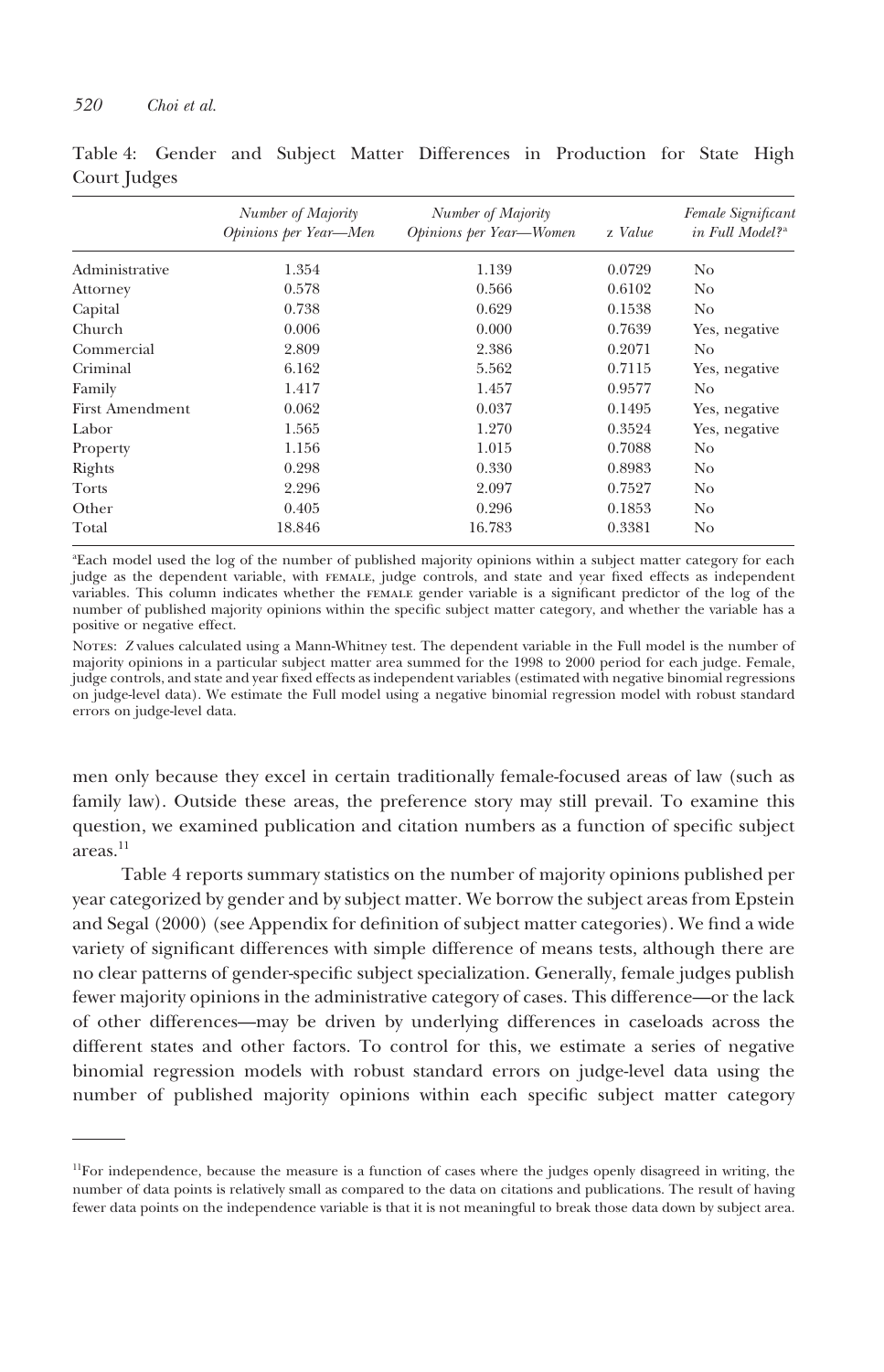Table 4: Gender and Subject Matter Differences in Production for State High Court Judges

| | *Number of Majority Opinions per Year—Men* | *Number of Majority Opinions per Year—Women* | *z Value* | *Female Significant in Full Model?*[a] |
|---|---|---|---|---|
| Administrative | 1.354 | 1.139 | 0.0729 | No |
| Attorney | 0.578 | 0.566 | 0.6102 | No |
| Capital | 0.738 | 0.629 | 0.1538 | No |
| Church | 0.006 | 0.000 | 0.7639 | Yes, negative |
| Commercial | 2.809 | 2.386 | 0.2071 | No |
| Criminal | 6.162 | 5.562 | 0.7115 | Yes, negative |
| Family | 1.417 | 1.457 | 0.9577 | No |
| First Amendment | 0.062 | 0.037 | 0.1495 | Yes, negative |
| Labor | 1.565 | 1.270 | 0.3524 | Yes, negative |
| Property | 1.156 | 1.015 | 0.7088 | No |
| Rights | 0.298 | 0.330 | 0.8983 | No |
| Torts | 2.296 | 2.097 | 0.7527 | No |
| Other | 0.405 | 0.296 | 0.1853 | No |
| Total | 18.846 | 16.783 | 0.3381 | No |

[a]Each model used the log of the number of published majority opinions within a subject matter category for each judge as the dependent variable, with FEMALE, judge controls, and state and year fixed effects as independent variables. This column indicates whether the FEMALE gender variable is a significant predictor of the log of the number of published majority opinions within the specific subject matter category, and whether the variable has a positive or negative effect.

NOTES: *Z* values calculated using a Mann-Whitney test. The dependent variable in the Full model is the number of majority opinions in a particular subject matter area summed for the 1998 to 2000 period for each judge. Female, judge controls, and state and year fixed effects as independent variables (estimated with negative binomial regressions on judge-level data). We estimate the Full model using a negative binomial regression model with robust standard errors on judge-level data.

men only because they excel in certain traditionally female-focused areas of law (such as family law). Outside these areas, the preference story may still prevail. To examine this question, we examined publication and citation numbers as a function of specific subject areas.[11]

Table 4 reports summary statistics on the number of majority opinions published per year categorized by gender and by subject matter. We borrow the subject areas from Epstein and Segal (2000) (see Appendix for definition of subject matter categories). We find a wide variety of significant differences with simple difference of means tests, although there are no clear patterns of gender-specific subject specialization. Generally, female judges publish fewer majority opinions in the administrative category of cases. This difference—or the lack of other differences—may be driven by underlying differences in caseloads across the different states and other factors. To control for this, we estimate a series of negative binomial regression models with robust standard errors on judge-level data using the number of published majority opinions within each specific subject matter category

[11]For independence, because the measure is a function of cases where the judges openly disagreed in writing, the number of data points is relatively small as compared to the data on citations and publications. The result of having fewer data points on the independence variable is that it is not meaningful to break those data down by subject area.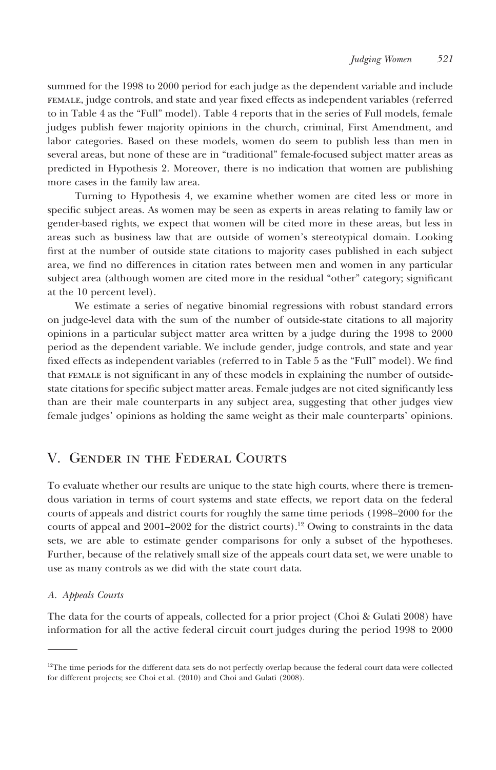summed for the 1998 to 2000 period for each judge as the dependent variable and include FEMALE, judge controls, and state and year fixed effects as independent variables (referred to in Table 4 as the "Full" model). Table 4 reports that in the series of Full models, female judges publish fewer majority opinions in the church, criminal, First Amendment, and labor categories. Based on these models, women do seem to publish less than men in several areas, but none of these are in "traditional" female-focused subject matter areas as predicted in Hypothesis 2. Moreover, there is no indication that women are publishing more cases in the family law area.

Turning to Hypothesis 4, we examine whether women are cited less or more in specific subject areas. As women may be seen as experts in areas relating to family law or gender-based rights, we expect that women will be cited more in these areas, but less in areas such as business law that are outside of women's stereotypical domain. Looking first at the number of outside state citations to majority cases published in each subject area, we find no differences in citation rates between men and women in any particular subject area (although women are cited more in the residual "other" category; significant at the 10 percent level).

We estimate a series of negative binomial regressions with robust standard errors on judge-level data with the sum of the number of outside-state citations to all majority opinions in a particular subject matter area written by a judge during the 1998 to 2000 period as the dependent variable. We include gender, judge controls, and state and year fixed effects as independent variables (referred to in Table 5 as the "Full" model). We find that FEMALE is not significant in any of these models in explaining the number of outside-state citations for specific subject matter areas. Female judges are not cited significantly less than are their male counterparts in any subject area, suggesting that other judges view female judges' opinions as holding the same weight as their male counterparts' opinions.

## V. Gender in the Federal Courts

To evaluate whether our results are unique to the state high courts, where there is tremendous variation in terms of court systems and state effects, we report data on the federal courts of appeals and district courts for roughly the same time periods (1998–2000 for the courts of appeal and 2001–2002 for the district courts).[12] Owing to constraints in the data sets, we are able to estimate gender comparisons for only a subset of the hypotheses. Further, because of the relatively small size of the appeals court data set, we were unable to use as many controls as we did with the state court data.

### A. Appeals Courts

The data for the courts of appeals, collected for a prior project (Choi & Gulati 2008) have information for all the active federal circuit court judges during the period 1998 to 2000

[12]The time periods for the different data sets do not perfectly overlap because the federal court data were collected for different projects; see Choi et al. (2010) and Choi and Gulati (2008).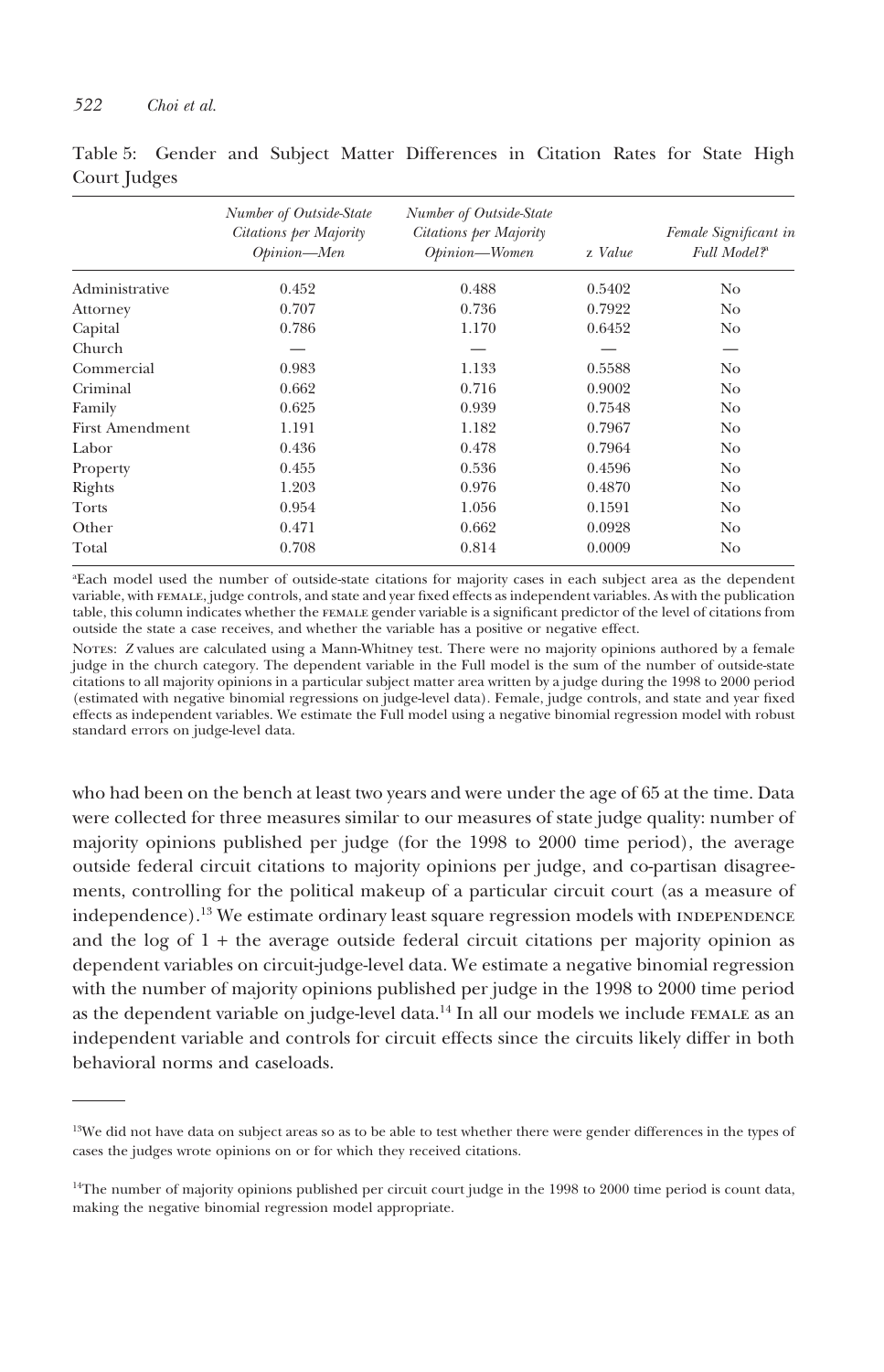Table 5: Gender and Subject Matter Differences in Citation Rates for State High Court Judges

| | *Number of Outside-State Citations per Majority Opinion—Men* | *Number of Outside-State Citations per Majority Opinion—Women* | *z Value* | *Female Significant in Full Model?*[a] |
|---|---|---|---|---|
| Administrative | 0.452 | 0.488 | 0.5402 | No |
| Attorney | 0.707 | 0.736 | 0.7922 | No |
| Capital | 0.786 | 1.170 | 0.6452 | No |
| Church | — | — | — | — |
| Commercial | 0.983 | 1.133 | 0.5588 | No |
| Criminal | 0.662 | 0.716 | 0.9002 | No |
| Family | 0.625 | 0.939 | 0.7548 | No |
| First Amendment | 1.191 | 1.182 | 0.7967 | No |
| Labor | 0.436 | 0.478 | 0.7964 | No |
| Property | 0.455 | 0.536 | 0.4596 | No |
| Rights | 1.203 | 0.976 | 0.4870 | No |
| Torts | 0.954 | 1.056 | 0.1591 | No |
| Other | 0.471 | 0.662 | 0.0928 | No |
| Total | 0.708 | 0.814 | 0.0009 | No |

[a]Each model used the number of outside-state citations for majority cases in each subject area as the dependent variable, with FEMALE, judge controls, and state and year fixed effects as independent variables. As with the publication table, this column indicates whether the FEMALE gender variable is a significant predictor of the level of citations from outside the state a case receives, and whether the variable has a positive or negative effect.

NOTES: *Z* values are calculated using a Mann-Whitney test. There were no majority opinions authored by a female judge in the church category. The dependent variable in the Full model is the sum of the number of outside-state citations to all majority opinions in a particular subject matter area written by a judge during the 1998 to 2000 period (estimated with negative binomial regressions on judge-level data). Female, judge controls, and state and year fixed effects as independent variables. We estimate the Full model using a negative binomial regression model with robust standard errors on judge-level data.

who had been on the bench at least two years and were under the age of 65 at the time. Data were collected for three measures similar to our measures of state judge quality: number of majority opinions published per judge (for the 1998 to 2000 time period), the average outside federal circuit citations to majority opinions per judge, and co-partisan disagreements, controlling for the political makeup of a particular circuit court (as a measure of independence).[13] We estimate ordinary least square regression models with INDEPENDENCE and the log of 1 + the average outside federal circuit citations per majority opinion as dependent variables on circuit-judge-level data. We estimate a negative binomial regression with the number of majority opinions published per judge in the 1998 to 2000 time period as the dependent variable on judge-level data.[14] In all our models we include FEMALE as an independent variable and controls for circuit effects since the circuits likely differ in both behavioral norms and caseloads.

[13]We did not have data on subject areas so as to be able to test whether there were gender differences in the types of cases the judges wrote opinions on or for which they received citations.

[14]The number of majority opinions published per circuit court judge in the 1998 to 2000 time period is count data, making the negative binomial regression model appropriate.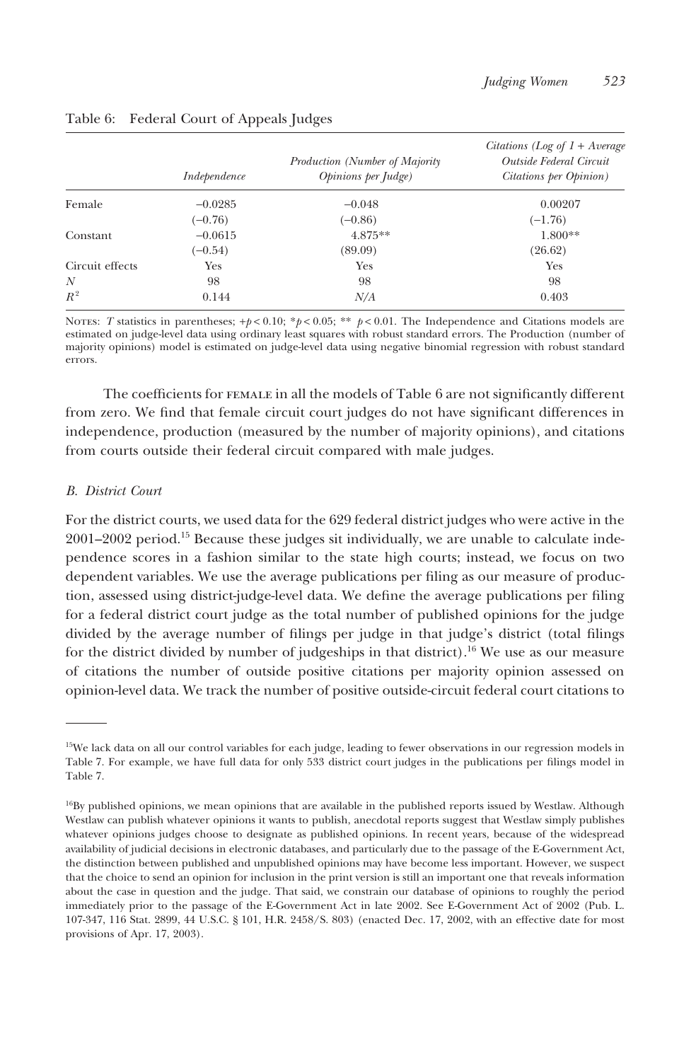Table 6: Federal Court of Appeals Judges

| | *Independence* | *Production (Number of Majority Opinions per Judge)* | *Citations (Log of 1 + Average Outside Federal Circuit Citations per Opinion)* |
|---|---|---|---|
| Female | −0.0285 | −0.048 | 0.00207 |
| | (−0.76) | (−0.86) | (−1.76) |
| Constant | −0.0615 | 4.875** | 1.800** |
| | (−0.54) | (89.09) | (26.62) |
| Circuit effects | Yes | Yes | Yes |
| $N$ | 98 | 98 | 98 |
| $R^2$ | 0.144 | *N/A* | 0.403 |

NOTES: $T$ statistics in parentheses; $+p < 0.10$; $*p < 0.05$; $**\ p < 0.01$. The Independence and Citations models are estimated on judge-level data using ordinary least squares with robust standard errors. The Production (number of majority opinions) model is estimated on judge-level data using negative binomial regression with robust standard errors.

The coefficients for FEMALE in all the models of Table 6 are not significantly different from zero. We find that female circuit court judges do not have significant differences in independence, production (measured by the number of majority opinions), and citations from courts outside their federal circuit compared with male judges.

### *B. District Court*

For the district courts, we used data for the 629 federal district judges who were active in the 2001–2002 period.[15] Because these judges sit individually, we are unable to calculate independence scores in a fashion similar to the state high courts; instead, we focus on two dependent variables. We use the average publications per filing as our measure of production, assessed using district-judge-level data. We define the average publications per filing for a federal district court judge as the total number of published opinions for the judge divided by the average number of filings per judge in that judge's district (total filings for the district divided by number of judgeships in that district).[16] We use as our measure of citations the number of outside positive citations per majority opinion assessed on opinion-level data. We track the number of positive outside-circuit federal court citations to

[15]We lack data on all our control variables for each judge, leading to fewer observations in our regression models in Table 7. For example, we have full data for only 533 district court judges in the publications per filings model in Table 7.

[16]By published opinions, we mean opinions that are available in the published reports issued by Westlaw. Although Westlaw can publish whatever opinions it wants to publish, anecdotal reports suggest that Westlaw simply publishes whatever opinions judges choose to designate as published opinions. In recent years, because of the widespread availability of judicial decisions in electronic databases, and particularly due to the passage of the E-Government Act, the distinction between published and unpublished opinions may have become less important. However, we suspect that the choice to send an opinion for inclusion in the print version is still an important one that reveals information about the case in question and the judge. That said, we constrain our database of opinions to roughly the period immediately prior to the passage of the E-Government Act in late 2002. See E-Government Act of 2002 (Pub. L. 107-347, 116 Stat. 2899, 44 U.S.C. § 101, H.R. 2458/S. 803) (enacted Dec. 17, 2002, with an effective date for most provisions of Apr. 17, 2003).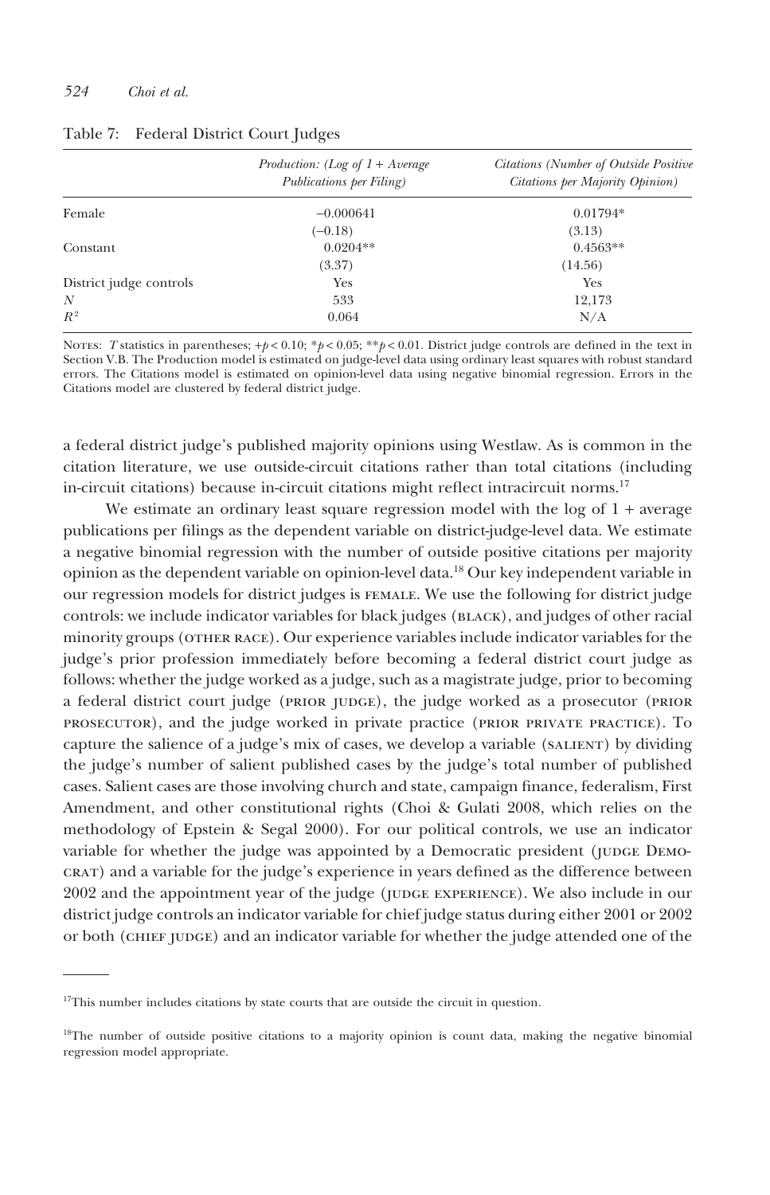Table 7: Federal District Court Judges

| | *Production: (Log of 1 + Average Publications per Filing)* | *Citations (Number of Outside Positive Citations per Majority Opinion)* |
|---|---|---|
| Female | −0.000641 | 0.01794* |
| | (−0.18) | (3.13) |
| Constant | 0.0204** | 0.4563** |
| | (3.37) | (14.56) |
| District judge controls | Yes | Yes |
| $N$ | 533 | 12,173 |
| $R^2$ | 0.064 | N/A |

NOTES: *T* statistics in parentheses; $+p < 0.10$; $*p < 0.05$; $**p < 0.01$. District judge controls are defined in the text in Section V.B. The Production model is estimated on judge-level data using ordinary least squares with robust standard errors. The Citations model is estimated on opinion-level data using negative binomial regression. Errors in the Citations model are clustered by federal district judge.

a federal district judge's published majority opinions using Westlaw. As is common in the citation literature, we use outside-circuit citations rather than total citations (including in-circuit citations) because in-circuit citations might reflect intracircuit norms.[17]

We estimate an ordinary least square regression model with the log of 1 + average publications per filings as the dependent variable on district-judge-level data. We estimate a negative binomial regression with the number of outside positive citations per majority opinion as the dependent variable on opinion-level data.[18] Our key independent variable in our regression models for district judges is FEMALE. We use the following for district judge controls: we include indicator variables for black judges (BLACK), and judges of other racial minority groups (OTHER RACE). Our experience variables include indicator variables for the judge's prior profession immediately before becoming a federal district court judge as follows: whether the judge worked as a judge, such as a magistrate judge, prior to becoming a federal district court judge (PRIOR JUDGE), the judge worked as a prosecutor (PRIOR PROSECUTOR), and the judge worked in private practice (PRIOR PRIVATE PRACTICE). To capture the salience of a judge's mix of cases, we develop a variable (SALIENT) by dividing the judge's number of salient published cases by the judge's total number of published cases. Salient cases are those involving church and state, campaign finance, federalism, First Amendment, and other constitutional rights (Choi & Gulati 2008, which relies on the methodology of Epstein & Segal 2000). For our political controls, we use an indicator variable for whether the judge was appointed by a Democratic president (JUDGE DEMOCRAT) and a variable for the judge's experience in years defined as the difference between 2002 and the appointment year of the judge (JUDGE EXPERIENCE). We also include in our district judge controls an indicator variable for chief judge status during either 2001 or 2002 or both (CHIEF JUDGE) and an indicator variable for whether the judge attended one of the

[17]This number includes citations by state courts that are outside the circuit in question.

[18]The number of outside positive citations to a majority opinion is count data, making the negative binomial regression model appropriate.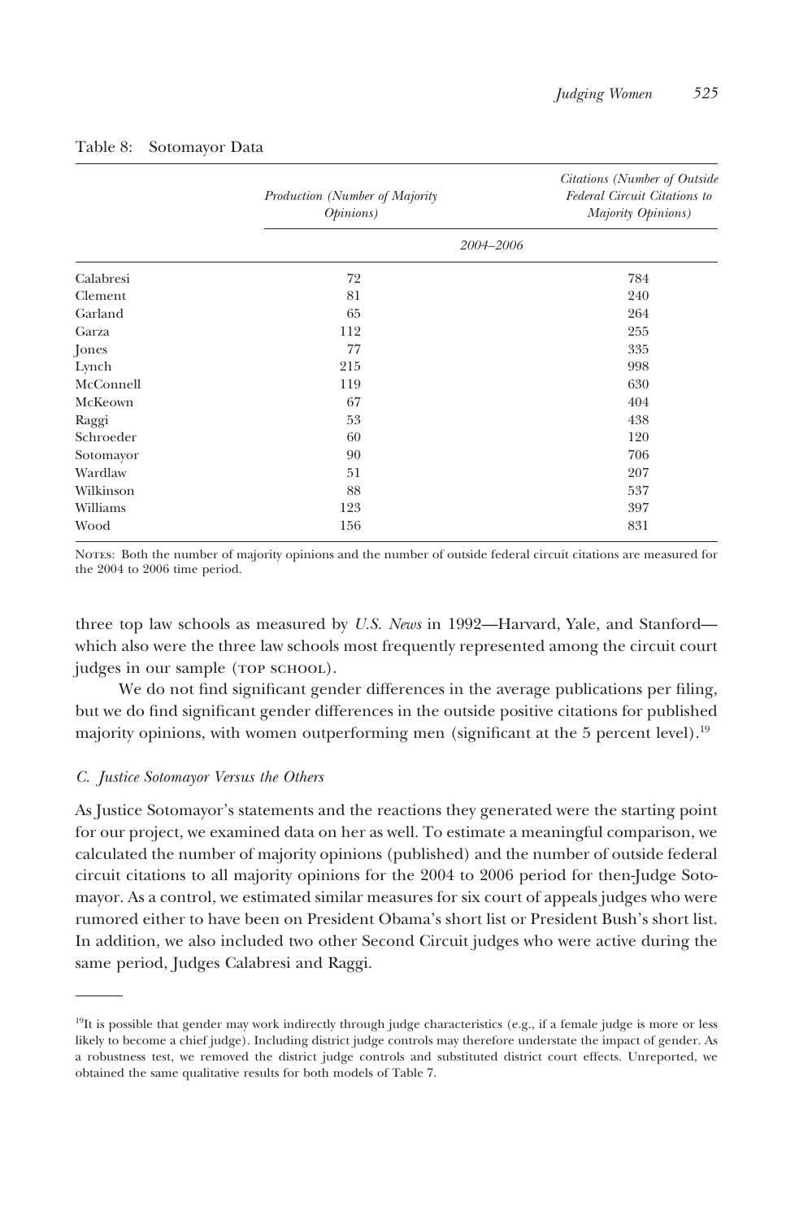Table 8: Sotomayor Data

| | Production (Number of Majority Opinions) | Citations (Number of Outside Federal Circuit Citations to Majority Opinions) |
|---|---|---|
| | 2004–2006 | |
| Calabresi | 72 | 784 |
| Clement | 81 | 240 |
| Garland | 65 | 264 |
| Garza | 112 | 255 |
| Jones | 77 | 335 |
| Lynch | 215 | 998 |
| McConnell | 119 | 630 |
| McKeown | 67 | 404 |
| Raggi | 53 | 438 |
| Schroeder | 60 | 120 |
| Sotomayor | 90 | 706 |
| Wardlaw | 51 | 207 |
| Wilkinson | 88 | 537 |
| Williams | 123 | 397 |
| Wood | 156 | 831 |

NOTES: Both the number of majority opinions and the number of outside federal circuit citations are measured for the 2004 to 2006 time period.

three top law schools as measured by *U.S. News* in 1992—Harvard, Yale, and Stanford—which also were the three law schools most frequently represented among the circuit court judges in our sample (TOP SCHOOL).

We do not find significant gender differences in the average publications per filing, but we do find significant gender differences in the outside positive citations for published majority opinions, with women outperforming men (significant at the 5 percent level).[19]

### C. *Justice Sotomayor Versus the Others*

As Justice Sotomayor's statements and the reactions they generated were the starting point for our project, we examined data on her as well. To estimate a meaningful comparison, we calculated the number of majority opinions (published) and the number of outside federal circuit citations to all majority opinions for the 2004 to 2006 period for then-Judge Sotomayor. As a control, we estimated similar measures for six court of appeals judges who were rumored either to have been on President Obama's short list or President Bush's short list. In addition, we also included two other Second Circuit judges who were active during the same period, Judges Calabresi and Raggi.

---

[19]It is possible that gender may work indirectly through judge characteristics (e.g., if a female judge is more or less likely to become a chief judge). Including district judge controls may therefore understate the impact of gender. As a robustness test, we removed the district judge controls and substituted district court effects. Unreported, we obtained the same qualitative results for both models of Table 7.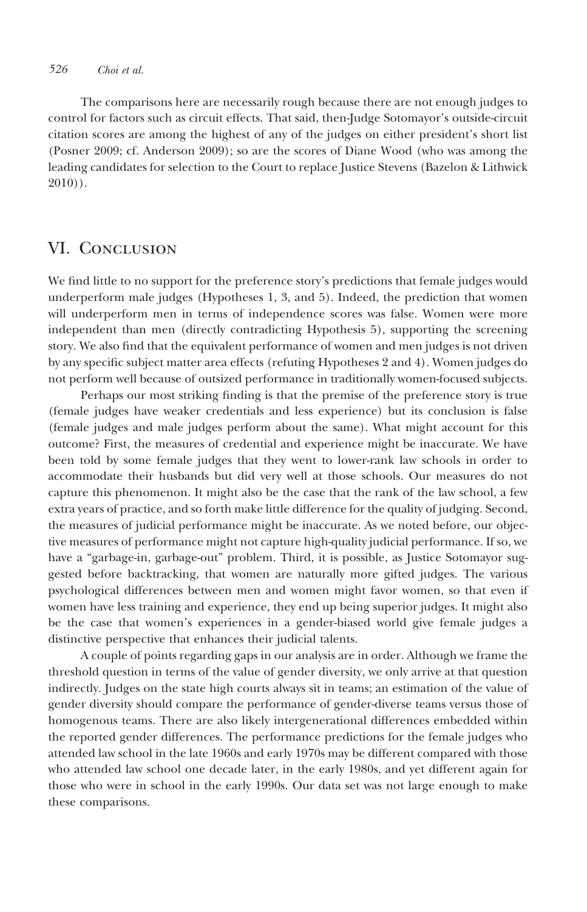The comparisons here are necessarily rough because there are not enough judges to control for factors such as circuit effects. That said, then-Judge Sotomayor's outside-circuit citation scores are among the highest of any of the judges on either president's short list (Posner 2009; cf. Anderson 2009); so are the scores of Diane Wood (who was among the leading candidates for selection to the Court to replace Justice Stevens (Bazelon & Lithwick 2010)).

## VI. Conclusion

We find little to no support for the preference story's predictions that female judges would underperform male judges (Hypotheses 1, 3, and 5). Indeed, the prediction that women will underperform men in terms of independence scores was false. Women were more independent than men (directly contradicting Hypothesis 5), supporting the screening story. We also find that the equivalent performance of women and men judges is not driven by any specific subject matter area effects (refuting Hypotheses 2 and 4). Women judges do not perform well because of outsized performance in traditionally women-focused subjects.

Perhaps our most striking finding is that the premise of the preference story is true (female judges have weaker credentials and less experience) but its conclusion is false (female judges and male judges perform about the same). What might account for this outcome? First, the measures of credential and experience might be inaccurate. We have been told by some female judges that they went to lower-rank law schools in order to accommodate their husbands but did very well at those schools. Our measures do not capture this phenomenon. It might also be the case that the rank of the law school, a few extra years of practice, and so forth make little difference for the quality of judging. Second, the measures of judicial performance might be inaccurate. As we noted before, our objective measures of performance might not capture high-quality judicial performance. If so, we have a "garbage-in, garbage-out" problem. Third, it is possible, as Justice Sotomayor suggested before backtracking, that women are naturally more gifted judges. The various psychological differences between men and women might favor women, so that even if women have less training and experience, they end up being superior judges. It might also be the case that women's experiences in a gender-biased world give female judges a distinctive perspective that enhances their judicial talents.

A couple of points regarding gaps in our analysis are in order. Although we frame the threshold question in terms of the value of gender diversity, we only arrive at that question indirectly. Judges on the state high courts always sit in teams; an estimation of the value of gender diversity should compare the performance of gender-diverse teams versus those of homogenous teams. There are also likely intergenerational differences embedded within the reported gender differences. The performance predictions for the female judges who attended law school in the late 1960s and early 1970s may be different compared with those who attended law school one decade later, in the early 1980s, and yet different again for those who were in school in the early 1990s. Our data set was not large enough to make these comparisons.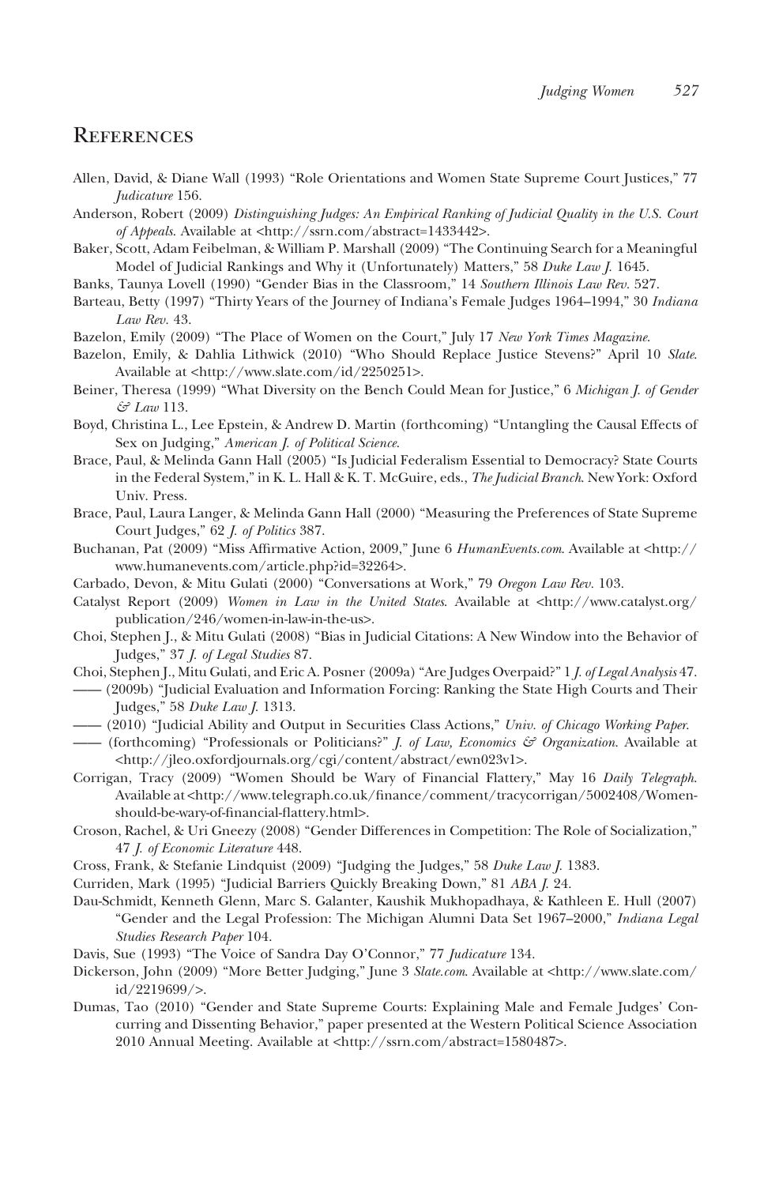## References

Allen, David, & Diane Wall (1993) "Role Orientations and Women State Supreme Court Justices," 77 *Judicature* 156.

Anderson, Robert (2009) *Distinguishing Judges: An Empirical Ranking of Judicial Quality in the U.S. Court of Appeals*. Available at <http://ssrn.com/abstract=1433442>.

Baker, Scott, Adam Feibelman, & William P. Marshall (2009) "The Continuing Search for a Meaningful Model of Judicial Rankings and Why it (Unfortunately) Matters," 58 *Duke Law J.* 1645.

Banks, Taunya Lovell (1990) "Gender Bias in the Classroom," 14 *Southern Illinois Law Rev.* 527.

Barteau, Betty (1997) "Thirty Years of the Journey of Indiana's Female Judges 1964–1994," 30 *Indiana Law Rev.* 43.

Bazelon, Emily (2009) "The Place of Women on the Court," July 17 *New York Times Magazine*.

Bazelon, Emily, & Dahlia Lithwick (2010) "Who Should Replace Justice Stevens?" April 10 *Slate*. Available at <http://www.slate.com/id/2250251>.

Beiner, Theresa (1999) "What Diversity on the Bench Could Mean for Justice," 6 *Michigan J. of Gender & Law* 113.

Boyd, Christina L., Lee Epstein, & Andrew D. Martin (forthcoming) "Untangling the Causal Effects of Sex on Judging," *American J. of Political Science*.

Brace, Paul, & Melinda Gann Hall (2005) "Is Judicial Federalism Essential to Democracy? State Courts in the Federal System," in K. L. Hall & K. T. McGuire, eds., *The Judicial Branch*. New York: Oxford Univ. Press.

Brace, Paul, Laura Langer, & Melinda Gann Hall (2000) "Measuring the Preferences of State Supreme Court Judges," 62 *J. of Politics* 387.

Buchanan, Pat (2009) "Miss Affirmative Action, 2009," June 6 *HumanEvents.com*. Available at <http://www.humanevents.com/article.php?id=32264>.

Carbado, Devon, & Mitu Gulati (2000) "Conversations at Work," 79 *Oregon Law Rev.* 103.

Catalyst Report (2009) *Women in Law in the United States*. Available at <http://www.catalyst.org/publication/246/women-in-law-in-the-us>.

Choi, Stephen J., & Mitu Gulati (2008) "Bias in Judicial Citations: A New Window into the Behavior of Judges," 37 *J. of Legal Studies* 87.

Choi, Stephen J., Mitu Gulati, and Eric A. Posner (2009a) "Are Judges Overpaid?" 1 *J. of Legal Analysis* 47.

—— (2009b) "Judicial Evaluation and Information Forcing: Ranking the State High Courts and Their Judges," 58 *Duke Law J.* 1313.

—— (2010) "Judicial Ability and Output in Securities Class Actions," *Univ. of Chicago Working Paper*.

—— (forthcoming) "Professionals or Politicians?" *J. of Law, Economics & Organization*. Available at <http://jleo.oxfordjournals.org/cgi/content/abstract/ewn023v1>.

Corrigan, Tracy (2009) "Women Should be Wary of Financial Flattery," May 16 *Daily Telegraph*. Available at <http://www.telegraph.co.uk/finance/comment/tracycorrigan/5002408/Women-should-be-wary-of-financial-flattery.html>.

Croson, Rachel, & Uri Gneezy (2008) "Gender Differences in Competition: The Role of Socialization," 47 *J. of Economic Literature* 448.

Cross, Frank, & Stefanie Lindquist (2009) "Judging the Judges," 58 *Duke Law J.* 1383.

Curriden, Mark (1995) "Judicial Barriers Quickly Breaking Down," 81 *ABA J.* 24.

Dau-Schmidt, Kenneth Glenn, Marc S. Galanter, Kaushik Mukhopadhaya, & Kathleen E. Hull (2007) "Gender and the Legal Profession: The Michigan Alumni Data Set 1967–2000," *Indiana Legal Studies Research Paper* 104.

Davis, Sue (1993) "The Voice of Sandra Day O'Connor," 77 *Judicature* 134.

Dickerson, John (2009) "More Better Judging," June 3 *Slate.com*. Available at <http://www.slate.com/id/2219699/>.

Dumas, Tao (2010) "Gender and State Supreme Courts: Explaining Male and Female Judges' Concurring and Dissenting Behavior," paper presented at the Western Political Science Association 2010 Annual Meeting. Available at <http://ssrn.com/abstract=1580487>.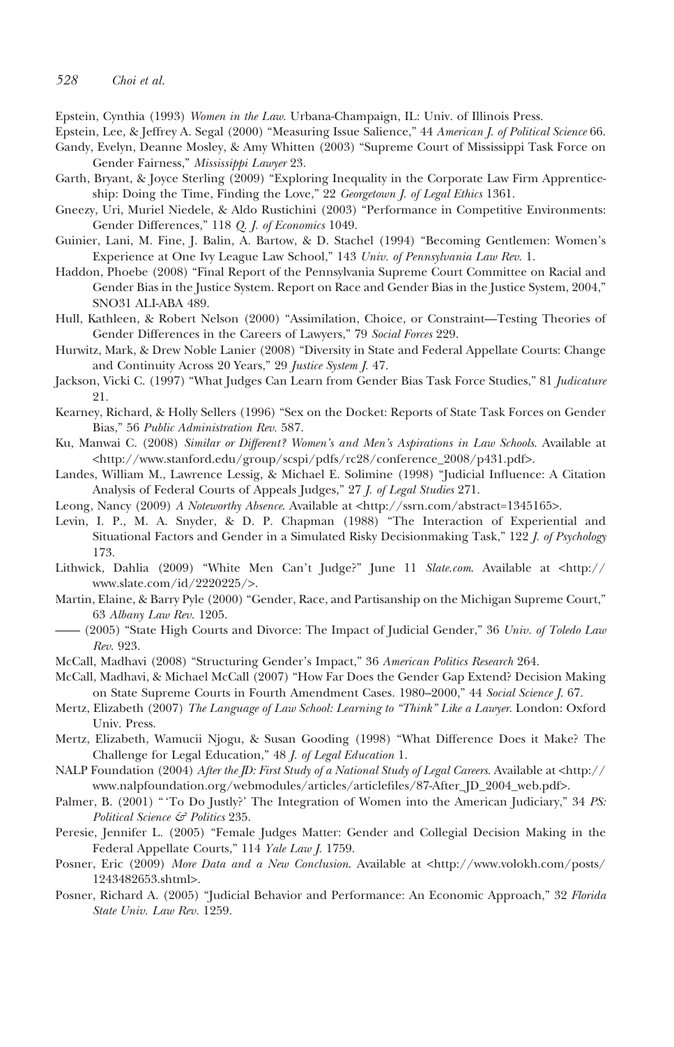Epstein, Cynthia (1993) *Women in the Law*. Urbana-Champaign, IL: Univ. of Illinois Press.

Epstein, Lee, & Jeffrey A. Segal (2000) "Measuring Issue Salience," 44 *American J. of Political Science* 66.

Gandy, Evelyn, Deanne Mosley, & Amy Whitten (2003) "Supreme Court of Mississippi Task Force on Gender Fairness," *Mississippi Lawyer* 23.

Garth, Bryant, & Joyce Sterling (2009) "Exploring Inequality in the Corporate Law Firm Apprenticeship: Doing the Time, Finding the Love," 22 *Georgetown J. of Legal Ethics* 1361.

Gneezy, Uri, Muriel Niedele, & Aldo Rustichini (2003) "Performance in Competitive Environments: Gender Differences," 118 *Q. J. of Economics* 1049.

Guinier, Lani, M. Fine, J. Balin, A. Bartow, & D. Stachel (1994) "Becoming Gentlemen: Women's Experience at One Ivy League Law School," 143 *Univ. of Pennsylvania Law Rev.* 1.

Haddon, Phoebe (2008) "Final Report of the Pennsylvania Supreme Court Committee on Racial and Gender Bias in the Justice System. Report on Race and Gender Bias in the Justice System, 2004," SNO31 ALI-ABA 489.

Hull, Kathleen, & Robert Nelson (2000) "Assimilation, Choice, or Constraint—Testing Theories of Gender Differences in the Careers of Lawyers," 79 *Social Forces* 229.

Hurwitz, Mark, & Drew Noble Lanier (2008) "Diversity in State and Federal Appellate Courts: Change and Continuity Across 20 Years," 29 *Justice System J.* 47.

Jackson, Vicki C. (1997) "What Judges Can Learn from Gender Bias Task Force Studies," 81 *Judicature* 21.

Kearney, Richard, & Holly Sellers (1996) "Sex on the Docket: Reports of State Task Forces on Gender Bias," 56 *Public Administration Rev.* 587.

Ku, Manwai C. (2008) *Similar or Different? Women's and Men's Aspirations in Law Schools*. Available at <http://www.stanford.edu/group/scspi/pdfs/rc28/conference_2008/p431.pdf>.

Landes, William M., Lawrence Lessig, & Michael E. Solimine (1998) "Judicial Influence: A Citation Analysis of Federal Courts of Appeals Judges," 27 *J. of Legal Studies* 271.

Leong, Nancy (2009) *A Noteworthy Absence*. Available at <http://ssrn.com/abstract=1345165>.

Levin, I. P., M. A. Snyder, & D. P. Chapman (1988) "The Interaction of Experiential and Situational Factors and Gender in a Simulated Risky Decisionmaking Task," 122 *J. of Psychology* 173.

Lithwick, Dahlia (2009) "White Men Can't Judge?" June 11 *Slate.com*. Available at <http://www.slate.com/id/2220225/>.

Martin, Elaine, & Barry Pyle (2000) "Gender, Race, and Partisanship on the Michigan Supreme Court," 63 *Albany Law Rev.* 1205.

—— (2005) "State High Courts and Divorce: The Impact of Judicial Gender," 36 *Univ. of Toledo Law Rev.* 923.

McCall, Madhavi (2008) "Structuring Gender's Impact," 36 *American Politics Research* 264.

McCall, Madhavi, & Michael McCall (2007) "How Far Does the Gender Gap Extend? Decision Making on State Supreme Courts in Fourth Amendment Cases. 1980–2000," 44 *Social Science J.* 67.

Mertz, Elizabeth (2007) *The Language of Law School: Learning to "Think" Like a Lawyer*. London: Oxford Univ. Press.

Mertz, Elizabeth, Wamucii Njogu, & Susan Gooding (1998) "What Difference Does it Make? The Challenge for Legal Education," 48 *J. of Legal Education* 1.

NALP Foundation (2004) *After the JD: First Study of a National Study of Legal Careers*. Available at <http://www.nalpfoundation.org/webmodules/articles/articlefiles/87-After_JD_2004_web.pdf>.

Palmer, B. (2001) "'To Do Justly?' The Integration of Women into the American Judiciary," 34 *PS: Political Science & Politics* 235.

Peresie, Jennifer L. (2005) "Female Judges Matter: Gender and Collegial Decision Making in the Federal Appellate Courts," 114 *Yale Law J.* 1759.

Posner, Eric (2009) *More Data and a New Conclusion*. Available at <http://www.volokh.com/posts/1243482653.shtml>.

Posner, Richard A. (2005) "Judicial Behavior and Performance: An Economic Approach," 32 *Florida State Univ. Law Rev.* 1259.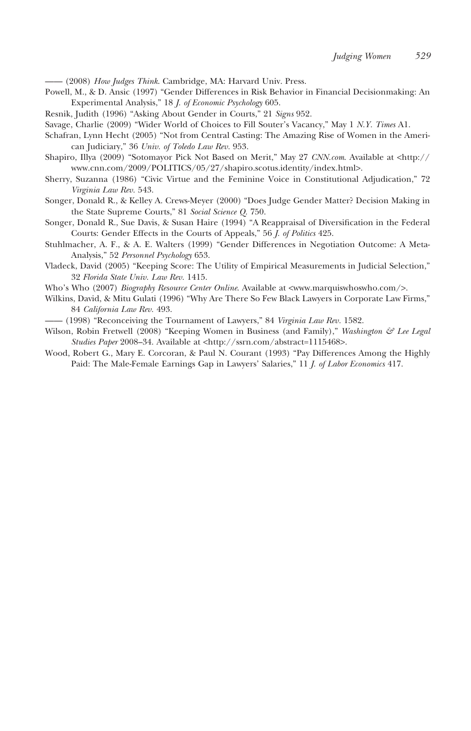—— (2008) *How Judges Think*. Cambridge, MA: Harvard Univ. Press.

Powell, M., & D. Ansic (1997) "Gender Differences in Risk Behavior in Financial Decisionmaking: An Experimental Analysis," 18 *J. of Economic Psychology* 605.

Resnik, Judith (1996) "Asking About Gender in Courts," 21 *Signs* 952.

Savage, Charlie (2009) "Wider World of Choices to Fill Souter's Vacancy," May 1 *N.Y. Times* A1.

Schafran, Lynn Hecht (2005) "Not from Central Casting: The Amazing Rise of Women in the American Judiciary," 36 *Univ. of Toledo Law Rev.* 953.

Shapiro, Illya (2009) "Sotomayor Pick Not Based on Merit," May 27 *CNN.com*. Available at <http://www.cnn.com/2009/POLITICS/05/27/shapiro.scotus.identity/index.html>.

Sherry, Suzanna (1986) "Civic Virtue and the Feminine Voice in Constitutional Adjudication," 72 *Virginia Law Rev.* 543.

Songer, Donald R., & Kelley A. Crews-Meyer (2000) "Does Judge Gender Matter? Decision Making in the State Supreme Courts," 81 *Social Science Q.* 750.

Songer, Donald R., Sue Davis, & Susan Haire (1994) "A Reappraisal of Diversification in the Federal Courts: Gender Effects in the Courts of Appeals," 56 *J. of Politics* 425.

Stuhlmacher, A. F., & A. E. Walters (1999) "Gender Differences in Negotiation Outcome: A Meta-Analysis," 52 *Personnel Psychology* 653.

Vladeck, David (2005) "Keeping Score: The Utility of Empirical Measurements in Judicial Selection," 32 *Florida State Univ. Law Rev.* 1415.

Who's Who (2007) *Biography Resource Center Online*. Available at <www.marquiswhoswho.com/>.

Wilkins, David, & Mitu Gulati (1996) "Why Are There So Few Black Lawyers in Corporate Law Firms," 84 *California Law Rev.* 493.

—— (1998) "Reconceiving the Tournament of Lawyers," 84 *Virginia Law Rev.* 1582.

Wilson, Robin Fretwell (2008) "Keeping Women in Business (and Family)," *Washington & Lee Legal Studies Paper* 2008–34. Available at <http://ssrn.com/abstract=1115468>.

Wood, Robert G., Mary E. Corcoran, & Paul N. Courant (1993) "Pay Differences Among the Highly Paid: The Male-Female Earnings Gap in Lawyers' Salaries," 11 *J. of Labor Economics* 417.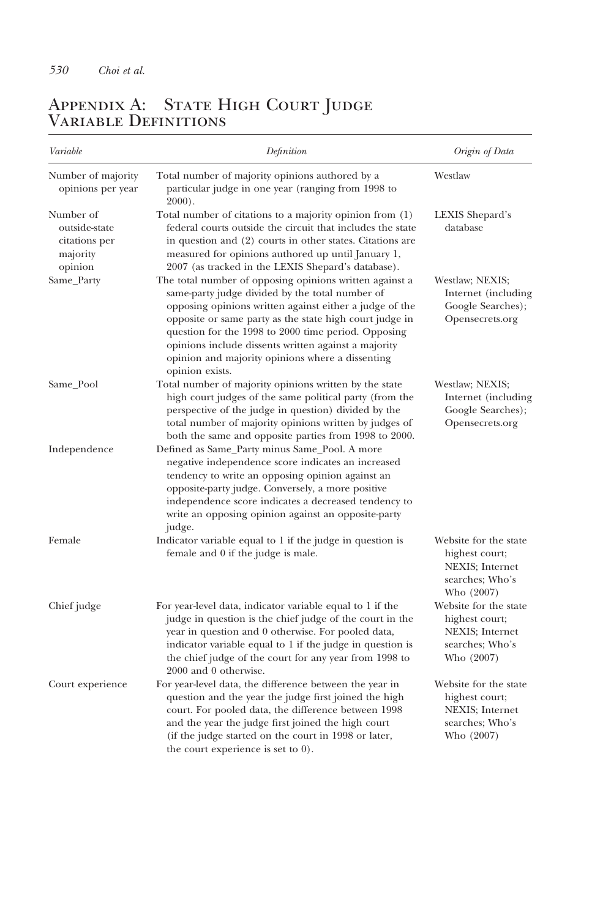## Appendix A: State High Court Judge Variable Definitions

| *Variable* | *Definition* | *Origin of Data* |
|---|---|---|
| Number of majority opinions per year | Total number of majority opinions authored by a particular judge in one year (ranging from 1998 to 2000). | Westlaw |
| Number of outside-state citations per majority opinion | Total number of citations to a majority opinion from (1) federal courts outside the circuit that includes the state in question and (2) courts in other states. Citations are measured for opinions authored up until January 1, 2007 (as tracked in the LEXIS Shepard's database). | LEXIS Shepard's database |
| Same_Party | The total number of opposing opinions written against a same-party judge divided by the total number of opposing opinions written against either a judge of the opposite or same party as the state high court judge in question for the 1998 to 2000 time period. Opposing opinions include dissents written against a majority opinion and majority opinions where a dissenting opinion exists. | Westlaw; NEXIS; Internet (including Google Searches); Opensecrets.org |
| Same_Pool | Total number of majority opinions written by the state high court judges of the same political party (from the perspective of the judge in question) divided by the total number of majority opinions written by judges of both the same and opposite parties from 1998 to 2000. | Westlaw; NEXIS; Internet (including Google Searches); Opensecrets.org |
| Independence | Defined as Same_Party minus Same_Pool. A more negative independence score indicates an increased tendency to write an opposing opinion against an opposite-party judge. Conversely, a more positive independence score indicates a decreased tendency to write an opposing opinion against an opposite-party judge. | |
| Female | Indicator variable equal to 1 if the judge in question is female and 0 if the judge is male. | Website for the state highest court; NEXIS; Internet searches; Who's Who (2007) |
| Chief judge | For year-level data, indicator variable equal to 1 if the judge in question is the chief judge of the court in the year in question and 0 otherwise. For pooled data, indicator variable equal to 1 if the judge in question is the chief judge of the court for any year from 1998 to 2000 and 0 otherwise. | Website for the state highest court; NEXIS; Internet searches; Who's Who (2007) |
| Court experience | For year-level data, the difference between the year in question and the year the judge first joined the high court. For pooled data, the difference between 1998 and the year the judge first joined the high court (if the judge started on the court in 1998 or later, the court experience is set to 0). | Website for the state highest court; NEXIS; Internet searches; Who's Who (2007) |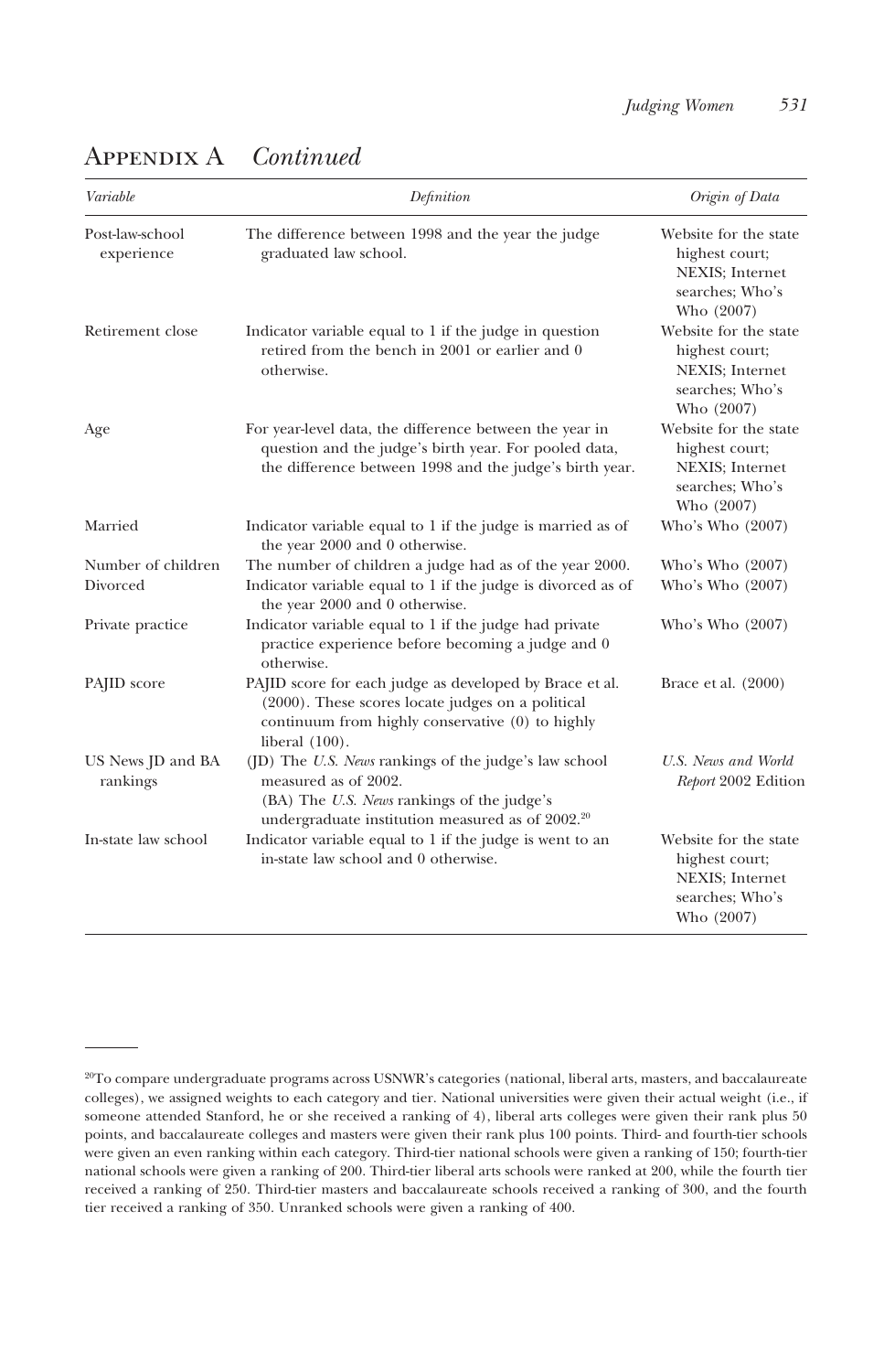## Appendix A *Continued*

| *Variable* | *Definition* | *Origin of Data* |
|---|---|---|
| Post-law-school experience | The difference between 1998 and the year the judge graduated law school. | Website for the state highest court; NEXIS; Internet searches; Who's Who (2007) |
| Retirement close | Indicator variable equal to 1 if the judge in question retired from the bench in 2001 or earlier and 0 otherwise. | Website for the state highest court; NEXIS; Internet searches; Who's Who (2007) |
| Age | For year-level data, the difference between the year in question and the judge's birth year. For pooled data, the difference between 1998 and the judge's birth year. | Website for the state highest court; NEXIS; Internet searches; Who's Who (2007) |
| Married | Indicator variable equal to 1 if the judge is married as of the year 2000 and 0 otherwise. | Who's Who (2007) |
| Number of children | The number of children a judge had as of the year 2000. | Who's Who (2007) |
| Divorced | Indicator variable equal to 1 if the judge is divorced as of the year 2000 and 0 otherwise. | Who's Who (2007) |
| Private practice | Indicator variable equal to 1 if the judge had private practice experience before becoming a judge and 0 otherwise. | Who's Who (2007) |
| PAJID score | PAJID score for each judge as developed by Brace et al. (2000). These scores locate judges on a political continuum from highly conservative (0) to highly liberal (100). | Brace et al. (2000) |
| US News JD and BA rankings | (JD) The *U.S. News* rankings of the judge's law school measured as of 2002. (BA) The *U.S. News* rankings of the judge's undergraduate institution measured as of 2002.[20] | *U.S. News and World Report* 2002 Edition |
| In-state law school | Indicator variable equal to 1 if the judge is went to an in-state law school and 0 otherwise. | Website for the state highest court; NEXIS; Internet searches; Who's Who (2007) |

[20] To compare undergraduate programs across USNWR's categories (national, liberal arts, masters, and baccalaureate colleges), we assigned weights to each category and tier. National universities were given their actual weight (i.e., if someone attended Stanford, he or she received a ranking of 4), liberal arts colleges were given their rank plus 50 points, and baccalaureate colleges and masters were given their rank plus 100 points. Third- and fourth-tier schools were given an even ranking within each category. Third-tier national schools were given a ranking of 150; fourth-tier national schools were given a ranking of 200. Third-tier liberal arts schools were ranked at 200, while the fourth tier received a ranking of 250. Third-tier masters and baccalaureate schools received a ranking of 300, and the fourth tier received a ranking of 350. Unranked schools were given a ranking of 400.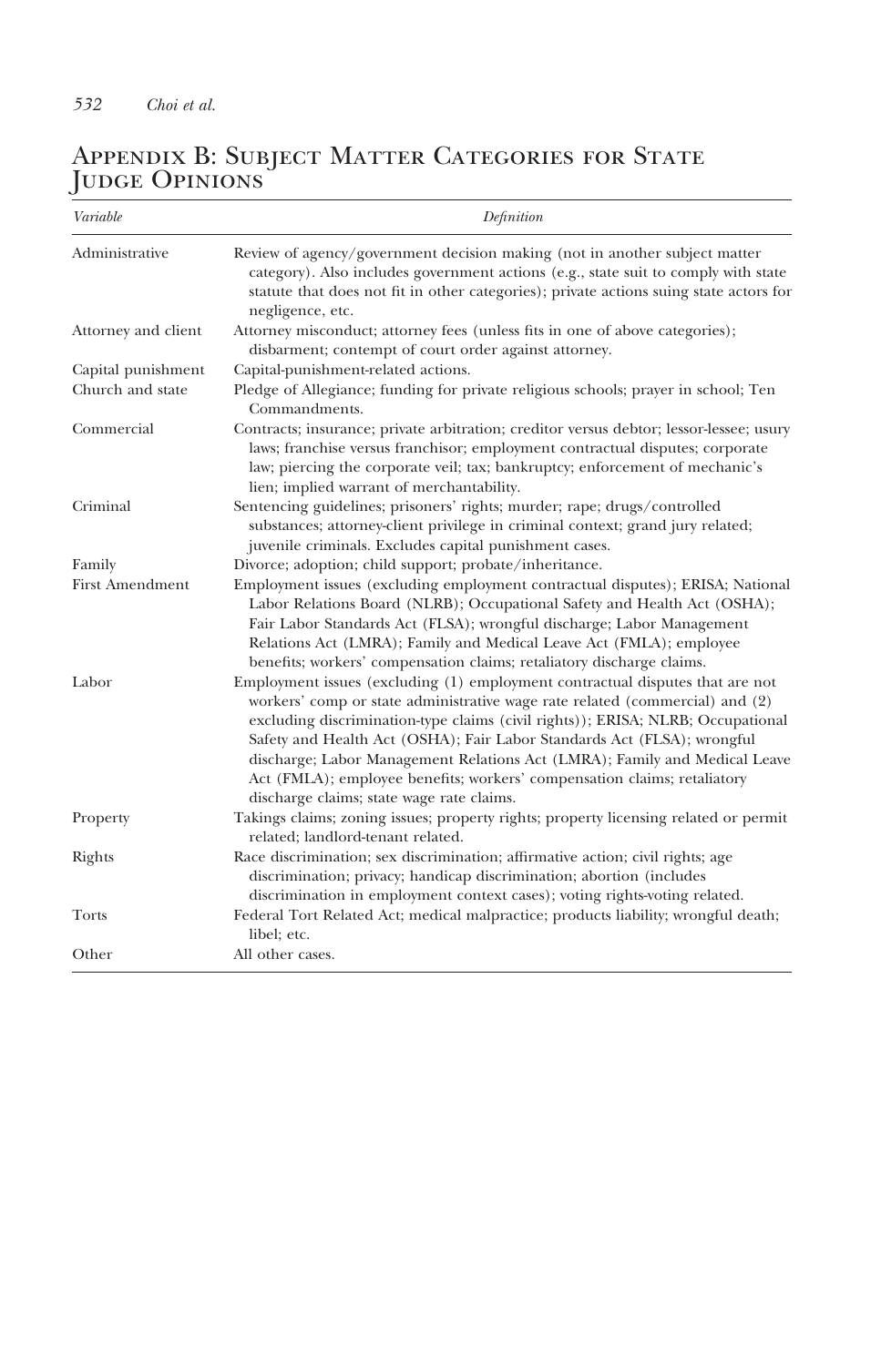## Appendix B: Subject Matter Categories for State Judge Opinions

| *Variable* | *Definition* |
|---|---|
| Administrative | Review of agency/government decision making (not in another subject matter category). Also includes government actions (e.g., state suit to comply with state statute that does not fit in other categories); private actions suing state actors for negligence, etc. |
| Attorney and client | Attorney misconduct; attorney fees (unless fits in one of above categories); disbarment; contempt of court order against attorney. |
| Capital punishment | Capital-punishment-related actions. |
| Church and state | Pledge of Allegiance; funding for private religious schools; prayer in school; Ten Commandments. |
| Commercial | Contracts; insurance; private arbitration; creditor versus debtor; lessor-lessee; usury laws; franchise versus franchisor; employment contractual disputes; corporate law; piercing the corporate veil; tax; bankruptcy; enforcement of mechanic's lien; implied warrant of merchantability. |
| Criminal | Sentencing guidelines; prisoners' rights; murder; rape; drugs/controlled substances; attorney-client privilege in criminal context; grand jury related; juvenile criminals. Excludes capital punishment cases. |
| Family | Divorce; adoption; child support; probate/inheritance. |
| First Amendment | Employment issues (excluding employment contractual disputes); ERISA; National Labor Relations Board (NLRB); Occupational Safety and Health Act (OSHA); Fair Labor Standards Act (FLSA); wrongful discharge; Labor Management Relations Act (LMRA); Family and Medical Leave Act (FMLA); employee benefits; workers' compensation claims; retaliatory discharge claims. |
| Labor | Employment issues (excluding (1) employment contractual disputes that are not workers' comp or state administrative wage rate related (commercial) and (2) excluding discrimination-type claims (civil rights)); ERISA; NLRB; Occupational Safety and Health Act (OSHA); Fair Labor Standards Act (FLSA); wrongful discharge; Labor Management Relations Act (LMRA); Family and Medical Leave Act (FMLA); employee benefits; workers' compensation claims; retaliatory discharge claims; state wage rate claims. |
| Property | Takings claims; zoning issues; property rights; property licensing related or permit related; landlord-tenant related. |
| Rights | Race discrimination; sex discrimination; affirmative action; civil rights; age discrimination; privacy; handicap discrimination; abortion (includes discrimination in employment context cases); voting rights-voting related. |
| Torts | Federal Tort Related Act; medical malpractice; products liability; wrongful death; libel; etc. |
| Other | All other cases. |